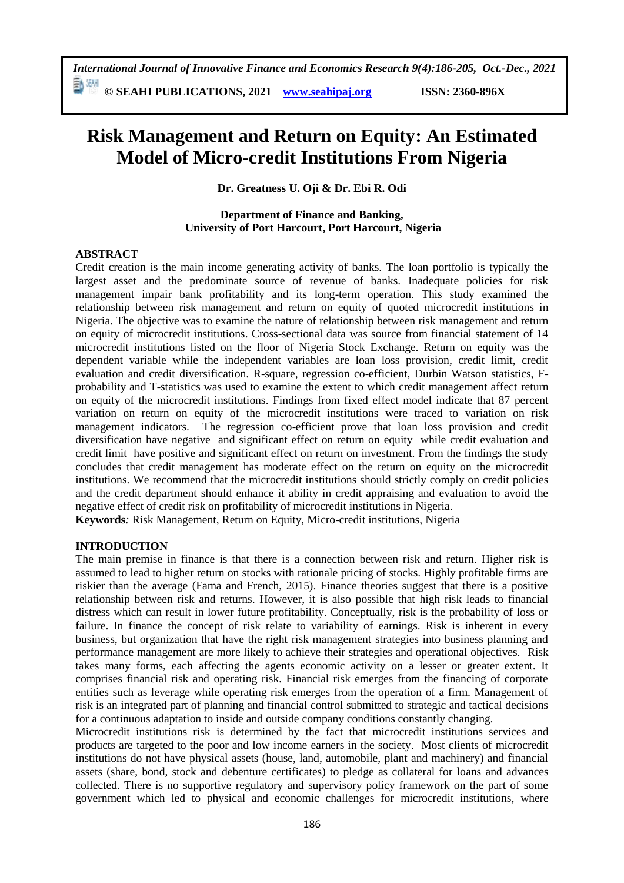# Risk Management and Return on Equity: An Estimated Model of Micro-credit Institutions From Nigeria

**Dr. Greatness U. Oji & Dr. Ebi R. Odi**

**Department of Finance and Banking,**
**University of Port Harcourt, Port Harcourt, Nigeria**

## ABSTRACT

Credit creation is the main income generating activity of banks. The loan portfolio is typically the largest asset and the predominate source of revenue of banks. Inadequate policies for risk management impair bank profitability and its long-term operation. This study examined the relationship between risk management and return on equity of quoted microcredit institutions in Nigeria. The objective was to examine the nature of relationship between risk management and return on equity of microcredit institutions. Cross-sectional data was source from financial statement of 14 microcredit institutions listed on the floor of Nigeria Stock Exchange. Return on equity was the dependent variable while the independent variables are loan loss provision, credit limit, credit evaluation and credit diversification. R-square, regression co-efficient, Durbin Watson statistics, F-probability and T-statistics was used to examine the extent to which credit management affect return on equity of the microcredit institutions. Findings from fixed effect model indicate that 87 percent variation on return on equity of the microcredit institutions were traced to variation on risk management indicators. The regression co-efficient prove that loan loss provision and credit diversification have negative and significant effect on return on equity while credit evaluation and credit limit have positive and significant effect on return on investment. From the findings the study concludes that credit management has moderate effect on the return on equity on the microcredit institutions. We recommend that the microcredit institutions should strictly comply on credit policies and the credit department should enhance it ability in credit appraising and evaluation to avoid the negative effect of credit risk on profitability of microcredit institutions in Nigeria.

**Keywords***:* Risk Management, Return on Equity, Micro-credit institutions, Nigeria

## INTRODUCTION

The main premise in finance is that there is a connection between risk and return. Higher risk is assumed to lead to higher return on stocks with rationale pricing of stocks. Highly profitable firms are riskier than the average (Fama and French, 2015). Finance theories suggest that there is a positive relationship between risk and returns. However, it is also possible that high risk leads to financial distress which can result in lower future profitability. Conceptually, risk is the probability of loss or failure. In finance the concept of risk relate to variability of earnings. Risk is inherent in every business, but organization that have the right risk management strategies into business planning and performance management are more likely to achieve their strategies and operational objectives. Risk takes many forms, each affecting the agents economic activity on a lesser or greater extent. It comprises financial risk and operating risk. Financial risk emerges from the financing of corporate entities such as leverage while operating risk emerges from the operation of a firm. Management of risk is an integrated part of planning and financial control submitted to strategic and tactical decisions for a continuous adaptation to inside and outside company conditions constantly changing.

Microcredit institutions risk is determined by the fact that microcredit institutions services and products are targeted to the poor and low income earners in the society. Most clients of microcredit institutions do not have physical assets (house, land, automobile, plant and machinery) and financial assets (share, bond, stock and debenture certificates) to pledge as collateral for loans and advances collected. There is no supportive regulatory and supervisory policy framework on the part of some government which led to physical and economic challenges for microcredit institutions, where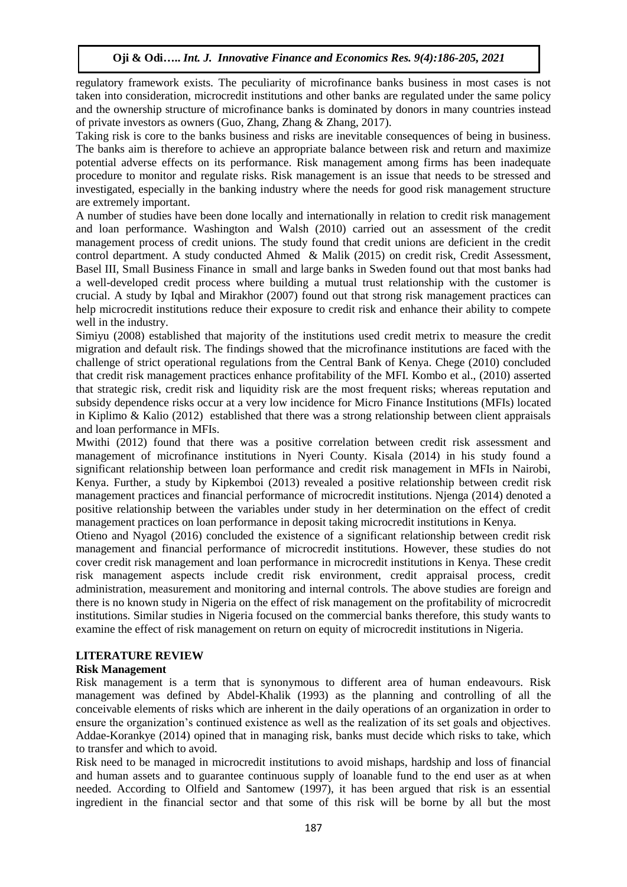regulatory framework exists. The peculiarity of microfinance banks business in most cases is not taken into consideration, microcredit institutions and other banks are regulated under the same policy and the ownership structure of microfinance banks is dominated by donors in many countries instead of private investors as owners (Guo, Zhang, Zhang & Zhang, 2017).

Taking risk is core to the banks business and risks are inevitable consequences of being in business. The banks aim is therefore to achieve an appropriate balance between risk and return and maximize potential adverse effects on its performance. Risk management among firms has been inadequate procedure to monitor and regulate risks. Risk management is an issue that needs to be stressed and investigated, especially in the banking industry where the needs for good risk management structure are extremely important.

A number of studies have been done locally and internationally in relation to credit risk management and loan performance. Washington and Walsh (2010) carried out an assessment of the credit management process of credit unions. The study found that credit unions are deficient in the credit control department. A study conducted Ahmed & Malik (2015) on credit risk, Credit Assessment, Basel III, Small Business Finance in small and large banks in Sweden found out that most banks had a well-developed credit process where building a mutual trust relationship with the customer is crucial. A study by Iqbal and Mirakhor (2007) found out that strong risk management practices can help microcredit institutions reduce their exposure to credit risk and enhance their ability to compete well in the industry.

Simiyu (2008) established that majority of the institutions used credit metrix to measure the credit migration and default risk. The findings showed that the microfinance institutions are faced with the challenge of strict operational regulations from the Central Bank of Kenya. Chege (2010) concluded that credit risk management practices enhance profitability of the MFI. Kombo et al., (2010) asserted that strategic risk, credit risk and liquidity risk are the most frequent risks; whereas reputation and subsidy dependence risks occur at a very low incidence for Micro Finance Institutions (MFIs) located in Kiplimo & Kalio (2012) established that there was a strong relationship between client appraisals and loan performance in MFIs.

Mwithi (2012) found that there was a positive correlation between credit risk assessment and management of microfinance institutions in Nyeri County. Kisala (2014) in his study found a significant relationship between loan performance and credit risk management in MFIs in Nairobi, Kenya. Further, a study by Kipkemboi (2013) revealed a positive relationship between credit risk management practices and financial performance of microcredit institutions. Njenga (2014) denoted a positive relationship between the variables under study in her determination on the effect of credit management practices on loan performance in deposit taking microcredit institutions in Kenya.

Otieno and Nyagol (2016) concluded the existence of a significant relationship between credit risk management and financial performance of microcredit institutions. However, these studies do not cover credit risk management and loan performance in microcredit institutions in Kenya. These credit risk management aspects include credit risk environment, credit appraisal process, credit administration, measurement and monitoring and internal controls. The above studies are foreign and there is no known study in Nigeria on the effect of risk management on the profitability of microcredit institutions. Similar studies in Nigeria focused on the commercial banks therefore, this study wants to examine the effect of risk management on return on equity of microcredit institutions in Nigeria.

## LITERATURE REVIEW

### Risk Management

Risk management is a term that is synonymous to different area of human endeavours. Risk management was defined by Abdel-Khalik (1993) as the planning and controlling of all the conceivable elements of risks which are inherent in the daily operations of an organization in order to ensure the organization's continued existence as well as the realization of its set goals and objectives. Addae-Korankye (2014) opined that in managing risk, banks must decide which risks to take, which to transfer and which to avoid.

Risk need to be managed in microcredit institutions to avoid mishaps, hardship and loss of financial and human assets and to guarantee continuous supply of loanable fund to the end user as at when needed. According to Olfield and Santomew (1997), it has been argued that risk is an essential ingredient in the financial sector and that some of this risk will be borne by all but the most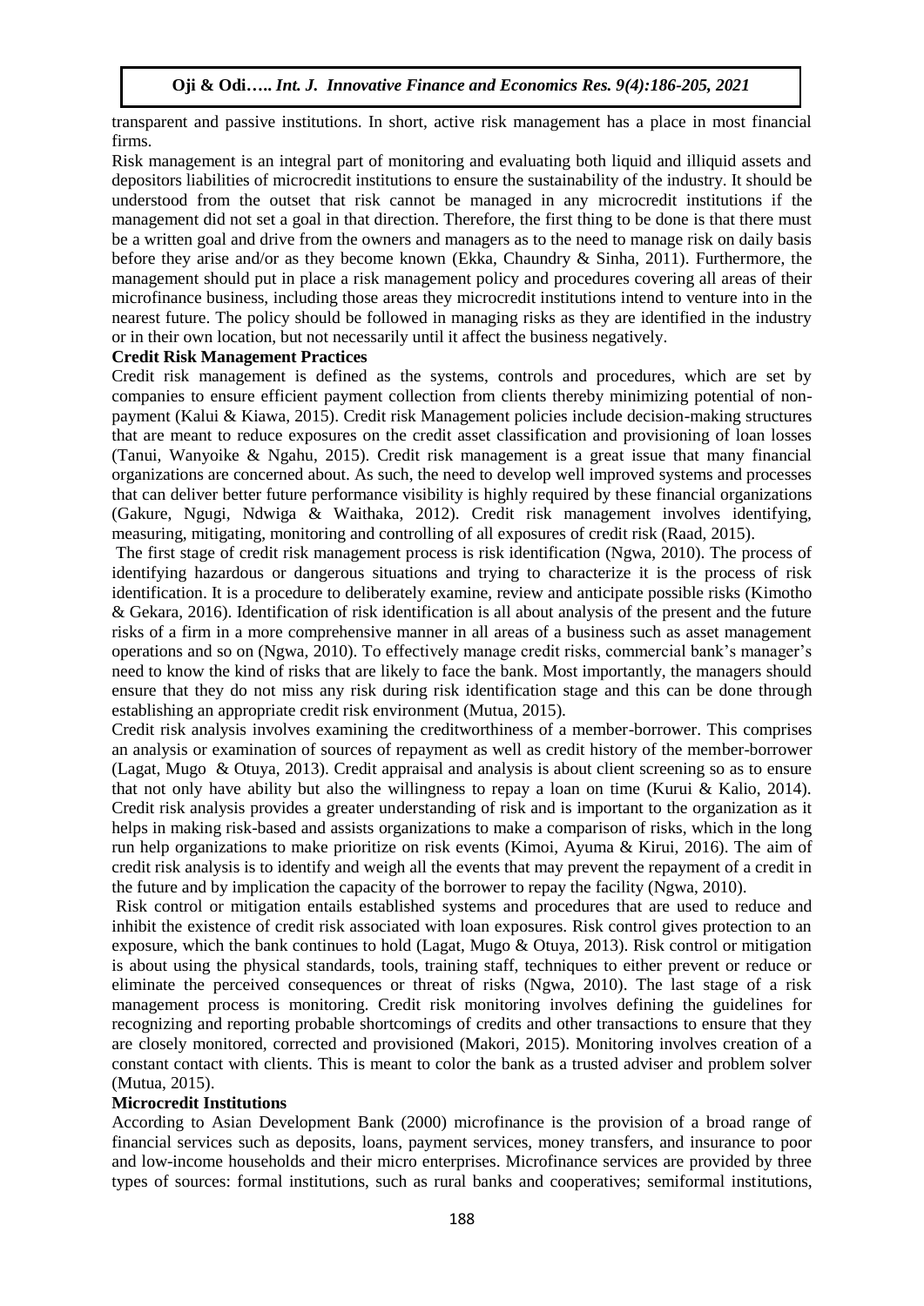transparent and passive institutions. In short, active risk management has a place in most financial firms.

Risk management is an integral part of monitoring and evaluating both liquid and illiquid assets and depositors liabilities of microcredit institutions to ensure the sustainability of the industry. It should be understood from the outset that risk cannot be managed in any microcredit institutions if the management did not set a goal in that direction. Therefore, the first thing to be done is that there must be a written goal and drive from the owners and managers as to the need to manage risk on daily basis before they arise and/or as they become known (Ekka, Chaundry & Sinha, 2011). Furthermore, the management should put in place a risk management policy and procedures covering all areas of their microfinance business, including those areas they microcredit institutions intend to venture into in the nearest future. The policy should be followed in managing risks as they are identified in the industry or in their own location, but not necessarily until it affect the business negatively.

**Credit Risk Management Practices**

Credit risk management is defined as the systems, controls and procedures, which are set by companies to ensure efficient payment collection from clients thereby minimizing potential of non-payment (Kalui & Kiawa, 2015). Credit risk Management policies include decision-making structures that are meant to reduce exposures on the credit asset classification and provisioning of loan losses (Tanui, Wanyoike & Ngahu, 2015). Credit risk management is a great issue that many financial organizations are concerned about. As such, the need to develop well improved systems and processes that can deliver better future performance visibility is highly required by these financial organizations (Gakure, Ngugi, Ndwiga & Waithaka, 2012). Credit risk management involves identifying, measuring, mitigating, monitoring and controlling of all exposures of credit risk (Raad, 2015).

The first stage of credit risk management process is risk identification (Ngwa, 2010). The process of identifying hazardous or dangerous situations and trying to characterize it is the process of risk identification. It is a procedure to deliberately examine, review and anticipate possible risks (Kimotho & Gekara, 2016). Identification of risk identification is all about analysis of the present and the future risks of a firm in a more comprehensive manner in all areas of a business such as asset management operations and so on (Ngwa, 2010). To effectively manage credit risks, commercial bank's manager's need to know the kind of risks that are likely to face the bank. Most importantly, the managers should ensure that they do not miss any risk during risk identification stage and this can be done through establishing an appropriate credit risk environment (Mutua, 2015).

Credit risk analysis involves examining the creditworthiness of a member-borrower. This comprises an analysis or examination of sources of repayment as well as credit history of the member-borrower (Lagat, Mugo & Otuya, 2013). Credit appraisal and analysis is about client screening so as to ensure that not only have ability but also the willingness to repay a loan on time (Kurui & Kalio, 2014). Credit risk analysis provides a greater understanding of risk and is important to the organization as it helps in making risk-based and assists organizations to make a comparison of risks, which in the long run help organizations to make prioritize on risk events (Kimoi, Ayuma & Kirui, 2016). The aim of credit risk analysis is to identify and weigh all the events that may prevent the repayment of a credit in the future and by implication the capacity of the borrower to repay the facility (Ngwa, 2010).

Risk control or mitigation entails established systems and procedures that are used to reduce and inhibit the existence of credit risk associated with loan exposures. Risk control gives protection to an exposure, which the bank continues to hold (Lagat, Mugo & Otuya, 2013). Risk control or mitigation is about using the physical standards, tools, training staff, techniques to either prevent or reduce or eliminate the perceived consequences or threat of risks (Ngwa, 2010). The last stage of a risk management process is monitoring. Credit risk monitoring involves defining the guidelines for recognizing and reporting probable shortcomings of credits and other transactions to ensure that they are closely monitored, corrected and provisioned (Makori, 2015). Monitoring involves creation of a constant contact with clients. This is meant to color the bank as a trusted adviser and problem solver (Mutua, 2015).

**Microcredit Institutions**

According to Asian Development Bank (2000) microfinance is the provision of a broad range of financial services such as deposits, loans, payment services, money transfers, and insurance to poor and low-income households and their micro enterprises. Microfinance services are provided by three types of sources: formal institutions, such as rural banks and cooperatives; semiformal institutions,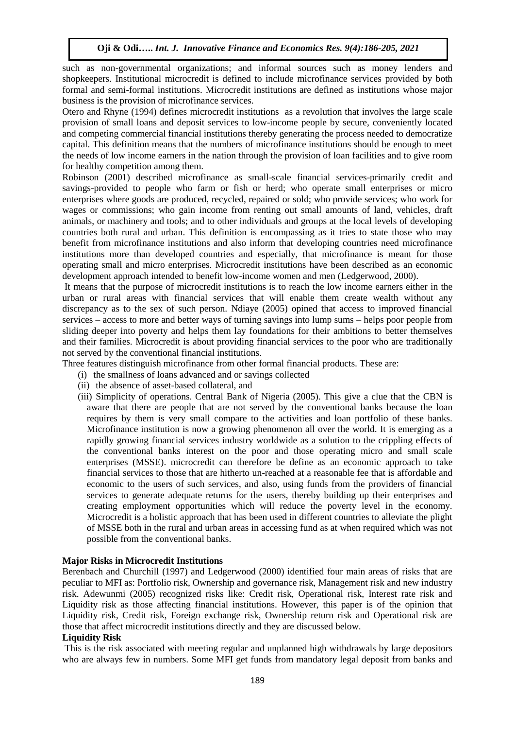such as non-governmental organizations; and informal sources such as money lenders and shopkeepers. Institutional microcredit is defined to include microfinance services provided by both formal and semi-formal institutions. Microcredit institutions are defined as institutions whose major business is the provision of microfinance services.

Otero and Rhyne (1994) defines microcredit institutions as a revolution that involves the large scale provision of small loans and deposit services to low-income people by secure, conveniently located and competing commercial financial institutions thereby generating the process needed to democratize capital. This definition means that the numbers of microfinance institutions should be enough to meet the needs of low income earners in the nation through the provision of loan facilities and to give room for healthy competition among them.

Robinson (2001) described microfinance as small-scale financial services-primarily credit and savings-provided to people who farm or fish or herd; who operate small enterprises or micro enterprises where goods are produced, recycled, repaired or sold; who provide services; who work for wages or commissions; who gain income from renting out small amounts of land, vehicles, draft animals, or machinery and tools; and to other individuals and groups at the local levels of developing countries both rural and urban. This definition is encompassing as it tries to state those who may benefit from microfinance institutions and also inform that developing countries need microfinance institutions more than developed countries and especially, that microfinance is meant for those operating small and micro enterprises. Microcredit institutions have been described as an economic development approach intended to benefit low-income women and men (Ledgerwood, 2000).

It means that the purpose of microcredit institutions is to reach the low income earners either in the urban or rural areas with financial services that will enable them create wealth without any discrepancy as to the sex of such person. Ndiaye (2005) opined that access to improved financial services – access to more and better ways of turning savings into lump sums – helps poor people from sliding deeper into poverty and helps them lay foundations for their ambitions to better themselves and their families. Microcredit is about providing financial services to the poor who are traditionally not served by the conventional financial institutions.

Three features distinguish microfinance from other formal financial products. These are:

(i) the smallness of loans advanced and or savings collected

(ii) the absence of asset-based collateral, and

(iii) Simplicity of operations. Central Bank of Nigeria (2005). This give a clue that the CBN is aware that there are people that are not served by the conventional banks because the loan requires by them is very small compare to the activities and loan portfolio of these banks. Microfinance institution is now a growing phenomenon all over the world. It is emerging as a rapidly growing financial services industry worldwide as a solution to the crippling effects of the conventional banks interest on the poor and those operating micro and small scale enterprises (MSSE). microcredit can therefore be define as an economic approach to take financial services to those that are hitherto un-reached at a reasonable fee that is affordable and economic to the users of such services, and also, using funds from the providers of financial services to generate adequate returns for the users, thereby building up their enterprises and creating employment opportunities which will reduce the poverty level in the economy. Microcredit is a holistic approach that has been used in different countries to alleviate the plight of MSSE both in the rural and urban areas in accessing fund as at when required which was not possible from the conventional banks.

**Major Risks in Microcredit Institutions**

Berenbach and Churchill (1997) and Ledgerwood (2000) identified four main areas of risks that are peculiar to MFI as: Portfolio risk, Ownership and governance risk, Management risk and new industry risk. Adewunmi (2005) recognized risks like: Credit risk, Operational risk, Interest rate risk and Liquidity risk as those affecting financial institutions. However, this paper is of the opinion that Liquidity risk, Credit risk, Foreign exchange risk, Ownership return risk and Operational risk are those that affect microcredit institutions directly and they are discussed below.

**Liquidity Risk**

This is the risk associated with meeting regular and unplanned high withdrawals by large depositors who are always few in numbers. Some MFI get funds from mandatory legal deposit from banks and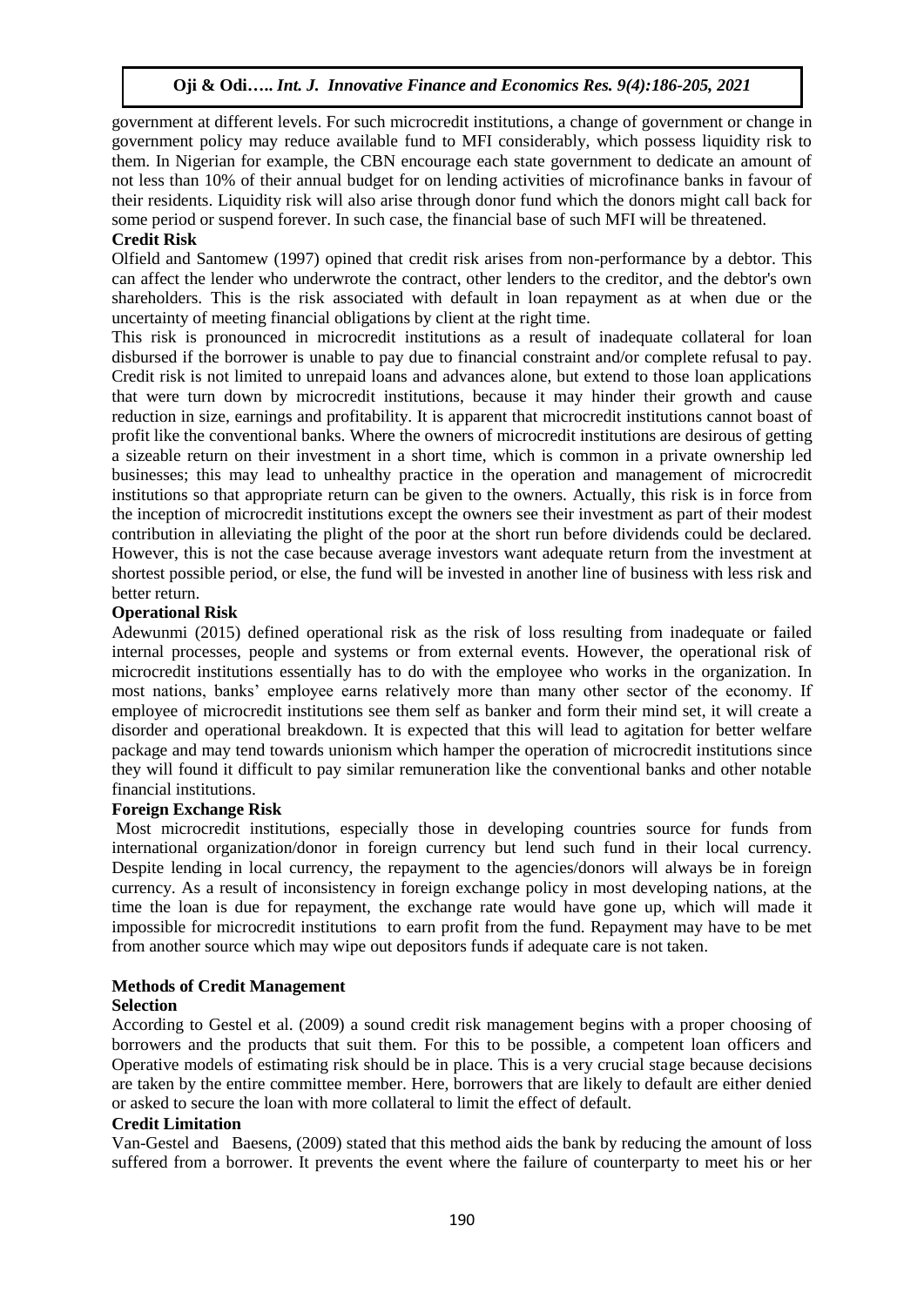government at different levels. For such microcredit institutions, a change of government or change in government policy may reduce available fund to MFI considerably, which possess liquidity risk to them. In Nigerian for example, the CBN encourage each state government to dedicate an amount of not less than 10% of their annual budget for on lending activities of microfinance banks in favour of their residents. Liquidity risk will also arise through donor fund which the donors might call back for some period or suspend forever. In such case, the financial base of such MFI will be threatened.

### Credit Risk

Olfield and Santomew (1997) opined that credit risk arises from non-performance by a debtor. This can affect the lender who underwrote the contract, other lenders to the creditor, and the debtor's own shareholders. This is the risk associated with default in loan repayment as at when due or the uncertainty of meeting financial obligations by client at the right time.

This risk is pronounced in microcredit institutions as a result of inadequate collateral for loan disbursed if the borrower is unable to pay due to financial constraint and/or complete refusal to pay. Credit risk is not limited to unrepaid loans and advances alone, but extend to those loan applications that were turn down by microcredit institutions, because it may hinder their growth and cause reduction in size, earnings and profitability. It is apparent that microcredit institutions cannot boast of profit like the conventional banks. Where the owners of microcredit institutions are desirous of getting a sizeable return on their investment in a short time, which is common in a private ownership led businesses; this may lead to unhealthy practice in the operation and management of microcredit institutions so that appropriate return can be given to the owners. Actually, this risk is in force from the inception of microcredit institutions except the owners see their investment as part of their modest contribution in alleviating the plight of the poor at the short run before dividends could be declared. However, this is not the case because average investors want adequate return from the investment at shortest possible period, or else, the fund will be invested in another line of business with less risk and better return.

### Operational Risk

Adewunmi (2015) defined operational risk as the risk of loss resulting from inadequate or failed internal processes, people and systems or from external events. However, the operational risk of microcredit institutions essentially has to do with the employee who works in the organization. In most nations, banks' employee earns relatively more than many other sector of the economy. If employee of microcredit institutions see them self as banker and form their mind set, it will create a disorder and operational breakdown. It is expected that this will lead to agitation for better welfare package and may tend towards unionism which hamper the operation of microcredit institutions since they will found it difficult to pay similar remuneration like the conventional banks and other notable financial institutions.

### Foreign Exchange Risk

Most microcredit institutions, especially those in developing countries source for funds from international organization/donor in foreign currency but lend such fund in their local currency. Despite lending in local currency, the repayment to the agencies/donors will always be in foreign currency. As a result of inconsistency in foreign exchange policy in most developing nations, at the time the loan is due for repayment, the exchange rate would have gone up, which will made it impossible for microcredit institutions to earn profit from the fund. Repayment may have to be met from another source which may wipe out depositors funds if adequate care is not taken.

## Methods of Credit Management

### Selection

According to Gestel et al. (2009) a sound credit risk management begins with a proper choosing of borrowers and the products that suit them. For this to be possible, a competent loan officers and Operative models of estimating risk should be in place. This is a very crucial stage because decisions are taken by the entire committee member. Here, borrowers that are likely to default are either denied or asked to secure the loan with more collateral to limit the effect of default.

### Credit Limitation

Van-Gestel and Baesens, (2009) stated that this method aids the bank by reducing the amount of loss suffered from a borrower. It prevents the event where the failure of counterparty to meet his or her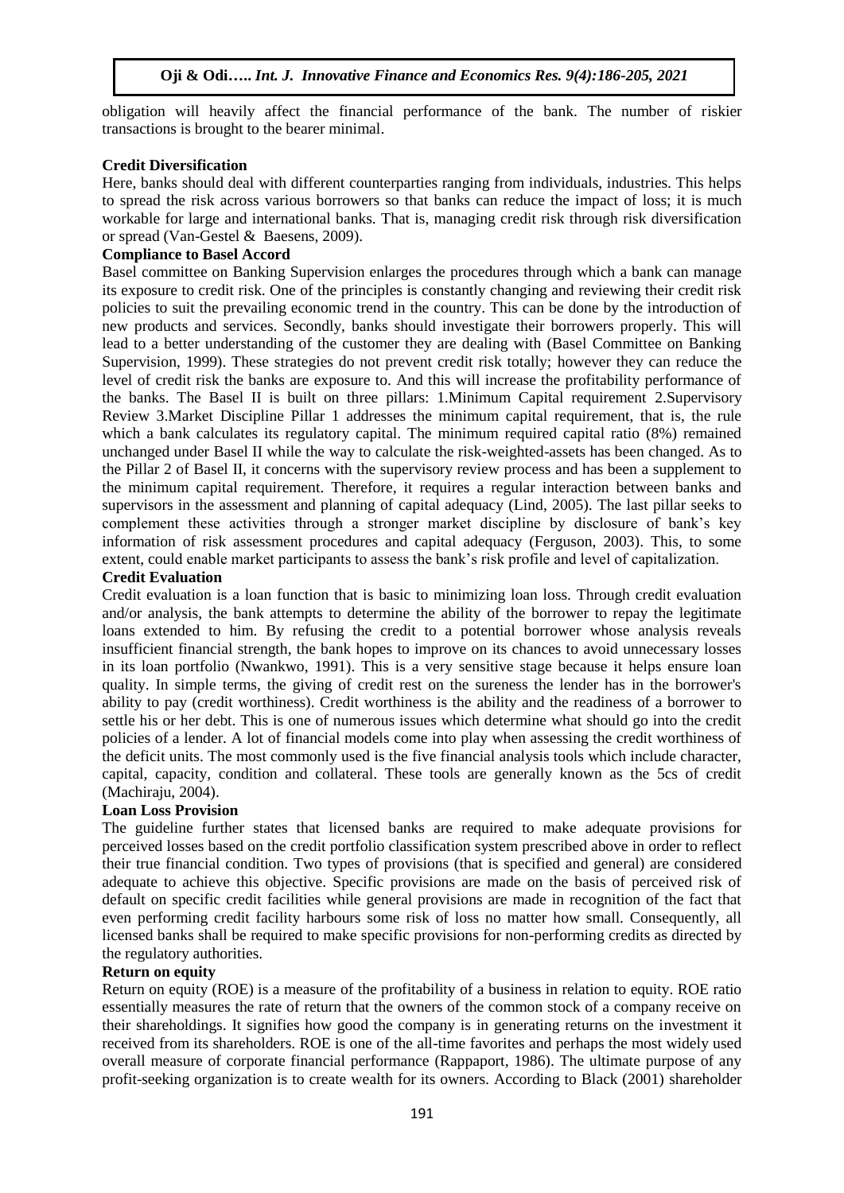obligation will heavily affect the financial performance of the bank. The number of riskier transactions is brought to the bearer minimal.

**Credit Diversification**

Here, banks should deal with different counterparties ranging from individuals, industries. This helps to spread the risk across various borrowers so that banks can reduce the impact of loss; it is much workable for large and international banks. That is, managing credit risk through risk diversification or spread (Van-Gestel & Baesens, 2009).

**Compliance to Basel Accord**

Basel committee on Banking Supervision enlarges the procedures through which a bank can manage its exposure to credit risk. One of the principles is constantly changing and reviewing their credit risk policies to suit the prevailing economic trend in the country. This can be done by the introduction of new products and services. Secondly, banks should investigate their borrowers properly. This will lead to a better understanding of the customer they are dealing with (Basel Committee on Banking Supervision, 1999). These strategies do not prevent credit risk totally; however they can reduce the level of credit risk the banks are exposure to. And this will increase the profitability performance of the banks. The Basel II is built on three pillars: 1.Minimum Capital requirement 2.Supervisory Review 3.Market Discipline Pillar 1 addresses the minimum capital requirement, that is, the rule which a bank calculates its regulatory capital. The minimum required capital ratio (8%) remained unchanged under Basel II while the way to calculate the risk-weighted-assets has been changed. As to the Pillar 2 of Basel II, it concerns with the supervisory review process and has been a supplement to the minimum capital requirement. Therefore, it requires a regular interaction between banks and supervisors in the assessment and planning of capital adequacy (Lind, 2005). The last pillar seeks to complement these activities through a stronger market discipline by disclosure of bank's key information of risk assessment procedures and capital adequacy (Ferguson, 2003). This, to some extent, could enable market participants to assess the bank's risk profile and level of capitalization.

**Credit Evaluation**

Credit evaluation is a loan function that is basic to minimizing loan loss. Through credit evaluation and/or analysis, the bank attempts to determine the ability of the borrower to repay the legitimate loans extended to him. By refusing the credit to a potential borrower whose analysis reveals insufficient financial strength, the bank hopes to improve on its chances to avoid unnecessary losses in its loan portfolio (Nwankwo, 1991). This is a very sensitive stage because it helps ensure loan quality. In simple terms, the giving of credit rest on the sureness the lender has in the borrower's ability to pay (credit worthiness). Credit worthiness is the ability and the readiness of a borrower to settle his or her debt. This is one of numerous issues which determine what should go into the credit policies of a lender. A lot of financial models come into play when assessing the credit worthiness of the deficit units. The most commonly used is the five financial analysis tools which include character, capital, capacity, condition and collateral. These tools are generally known as the 5cs of credit (Machiraju, 2004).

**Loan Loss Provision**

The guideline further states that licensed banks are required to make adequate provisions for perceived losses based on the credit portfolio classification system prescribed above in order to reflect their true financial condition. Two types of provisions (that is specified and general) are considered adequate to achieve this objective. Specific provisions are made on the basis of perceived risk of default on specific credit facilities while general provisions are made in recognition of the fact that even performing credit facility harbours some risk of loss no matter how small. Consequently, all licensed banks shall be required to make specific provisions for non-performing credits as directed by the regulatory authorities.

**Return on equity**

Return on equity (ROE) is a measure of the profitability of a business in relation to equity. ROE ratio essentially measures the rate of return that the owners of the common stock of a company receive on their shareholdings. It signifies how good the company is in generating returns on the investment it received from its shareholders. ROE is one of the all-time favorites and perhaps the most widely used overall measure of corporate financial performance (Rappaport, 1986). The ultimate purpose of any profit-seeking organization is to create wealth for its owners. According to Black (2001) shareholder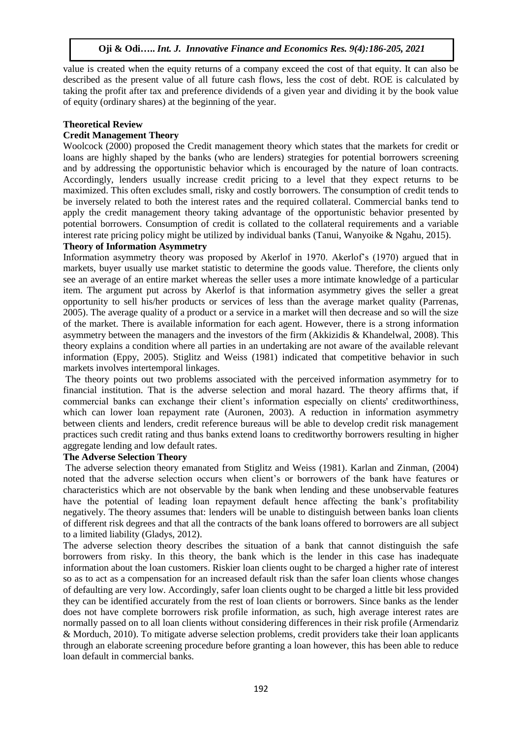value is created when the equity returns of a company exceed the cost of that equity. It can also be described as the present value of all future cash flows, less the cost of debt. ROE is calculated by taking the profit after tax and preference dividends of a given year and dividing it by the book value of equity (ordinary shares) at the beginning of the year.

## Theoretical Review

### Credit Management Theory

Woolcock (2000) proposed the Credit management theory which states that the markets for credit or loans are highly shaped by the banks (who are lenders) strategies for potential borrowers screening and by addressing the opportunistic behavior which is encouraged by the nature of loan contracts. Accordingly, lenders usually increase credit pricing to a level that they expect returns to be maximized. This often excludes small, risky and costly borrowers. The consumption of credit tends to be inversely related to both the interest rates and the required collateral. Commercial banks tend to apply the credit management theory taking advantage of the opportunistic behavior presented by potential borrowers. Consumption of credit is collated to the collateral requirements and a variable interest rate pricing policy might be utilized by individual banks (Tanui, Wanyoike & Ngahu, 2015).

### Theory of Information Asymmetry

Information asymmetry theory was proposed by Akerlof in 1970. Akerlof's (1970) argued that in markets, buyer usually use market statistic to determine the goods value. Therefore, the clients only see an average of an entire market whereas the seller uses a more intimate knowledge of a particular item. The argument put across by Akerlof is that information asymmetry gives the seller a great opportunity to sell his/her products or services of less than the average market quality (Parrenas, 2005). The average quality of a product or a service in a market will then decrease and so will the size of the market. There is available information for each agent. However, there is a strong information asymmetry between the managers and the investors of the firm (Akkizidis & Khandelwal, 2008). This theory explains a condition where all parties in an undertaking are not aware of the available relevant information (Eppy, 2005). Stiglitz and Weiss (1981) indicated that competitive behavior in such markets involves intertemporal linkages.

The theory points out two problems associated with the perceived information asymmetry for to financial institution. That is the adverse selection and moral hazard. The theory affirms that, if commercial banks can exchange their client's information especially on clients' creditworthiness, which can lower loan repayment rate (Auronen, 2003). A reduction in information asymmetry between clients and lenders, credit reference bureaus will be able to develop credit risk management practices such credit rating and thus banks extend loans to creditworthy borrowers resulting in higher aggregate lending and low default rates.

### The Adverse Selection Theory

The adverse selection theory emanated from Stiglitz and Weiss (1981). Karlan and Zinman, (2004) noted that the adverse selection occurs when client's or borrowers of the bank have features or characteristics which are not observable by the bank when lending and these unobservable features have the potential of leading loan repayment default hence affecting the bank's profitability negatively. The theory assumes that: lenders will be unable to distinguish between banks loan clients of different risk degrees and that all the contracts of the bank loans offered to borrowers are all subject to a limited liability (Gladys, 2012).

The adverse selection theory describes the situation of a bank that cannot distinguish the safe borrowers from risky. In this theory, the bank which is the lender in this case has inadequate information about the loan customers. Riskier loan clients ought to be charged a higher rate of interest so as to act as a compensation for an increased default risk than the safer loan clients whose changes of defaulting are very low. Accordingly, safer loan clients ought to be charged a little bit less provided they can be identified accurately from the rest of loan clients or borrowers. Since banks as the lender does not have complete borrowers risk profile information, as such, high average interest rates are normally passed on to all loan clients without considering differences in their risk profile (Armendariz & Morduch, 2010). To mitigate adverse selection problems, credit providers take their loan applicants through an elaborate screening procedure before granting a loan however, this has been able to reduce loan default in commercial banks.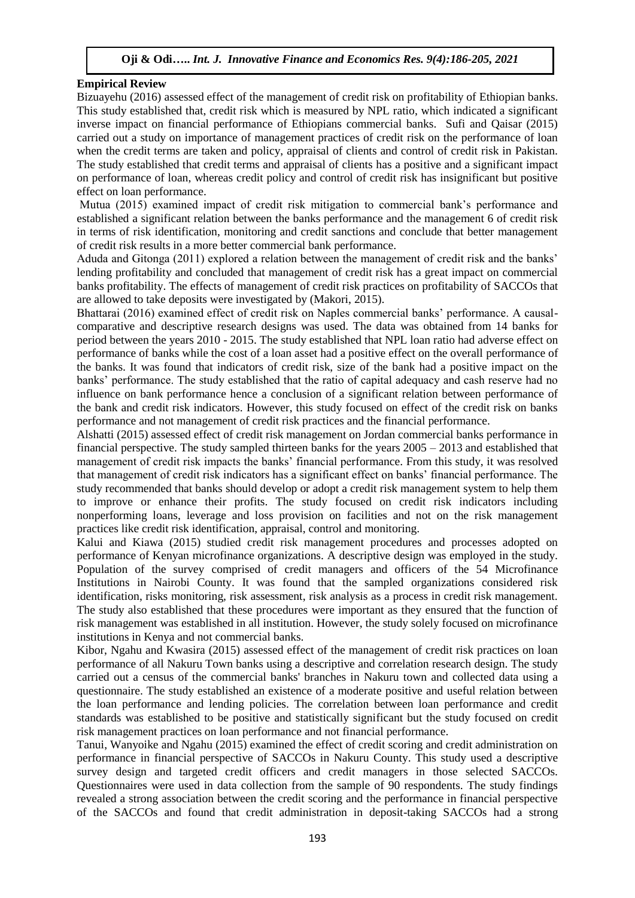**Empirical Review**

Bizuayehu (2016) assessed effect of the management of credit risk on profitability of Ethiopian banks. This study established that, credit risk which is measured by NPL ratio, which indicated a significant inverse impact on financial performance of Ethiopians commercial banks. Sufi and Qaisar (2015) carried out a study on importance of management practices of credit risk on the performance of loan when the credit terms are taken and policy, appraisal of clients and control of credit risk in Pakistan. The study established that credit terms and appraisal of clients has a positive and a significant impact on performance of loan, whereas credit policy and control of credit risk has insignificant but positive effect on loan performance.

Mutua (2015) examined impact of credit risk mitigation to commercial bank's performance and established a significant relation between the banks performance and the management 6 of credit risk in terms of risk identification, monitoring and credit sanctions and conclude that better management of credit risk results in a more better commercial bank performance.

Aduda and Gitonga (2011) explored a relation between the management of credit risk and the banks' lending profitability and concluded that management of credit risk has a great impact on commercial banks profitability. The effects of management of credit risk practices on profitability of SACCOs that are allowed to take deposits were investigated by (Makori, 2015).

Bhattarai (2016) examined effect of credit risk on Naples commercial banks' performance. A causal-comparative and descriptive research designs was used. The data was obtained from 14 banks for period between the years 2010 - 2015. The study established that NPL loan ratio had adverse effect on performance of banks while the cost of a loan asset had a positive effect on the overall performance of the banks. It was found that indicators of credit risk, size of the bank had a positive impact on the banks' performance. The study established that the ratio of capital adequacy and cash reserve had no influence on bank performance hence a conclusion of a significant relation between performance of the bank and credit risk indicators. However, this study focused on effect of the credit risk on banks performance and not management of credit risk practices and the financial performance.

Alshatti (2015) assessed effect of credit risk management on Jordan commercial banks performance in financial perspective. The study sampled thirteen banks for the years 2005 – 2013 and established that management of credit risk impacts the banks' financial performance. From this study, it was resolved that management of credit risk indicators has a significant effect on banks' financial performance. The study recommended that banks should develop or adopt a credit risk management system to help them to improve or enhance their profits. The study focused on credit risk indicators including nonperforming loans, leverage and loss provision on facilities and not on the risk management practices like credit risk identification, appraisal, control and monitoring.

Kalui and Kiawa (2015) studied credit risk management procedures and processes adopted on performance of Kenyan microfinance organizations. A descriptive design was employed in the study. Population of the survey comprised of credit managers and officers of the 54 Microfinance Institutions in Nairobi County. It was found that the sampled organizations considered risk identification, risks monitoring, risk assessment, risk analysis as a process in credit risk management. The study also established that these procedures were important as they ensured that the function of risk management was established in all institution. However, the study solely focused on microfinance institutions in Kenya and not commercial banks.

Kibor, Ngahu and Kwasira (2015) assessed effect of the management of credit risk practices on loan performance of all Nakuru Town banks using a descriptive and correlation research design. The study carried out a census of the commercial banks' branches in Nakuru town and collected data using a questionnaire. The study established an existence of a moderate positive and useful relation between the loan performance and lending policies. The correlation between loan performance and credit standards was established to be positive and statistically significant but the study focused on credit risk management practices on loan performance and not financial performance.

Tanui, Wanyoike and Ngahu (2015) examined the effect of credit scoring and credit administration on performance in financial perspective of SACCOs in Nakuru County. This study used a descriptive survey design and targeted credit officers and credit managers in those selected SACCOs. Questionnaires were used in data collection from the sample of 90 respondents. The study findings revealed a strong association between the credit scoring and the performance in financial perspective of the SACCOs and found that credit administration in deposit-taking SACCOs had a strong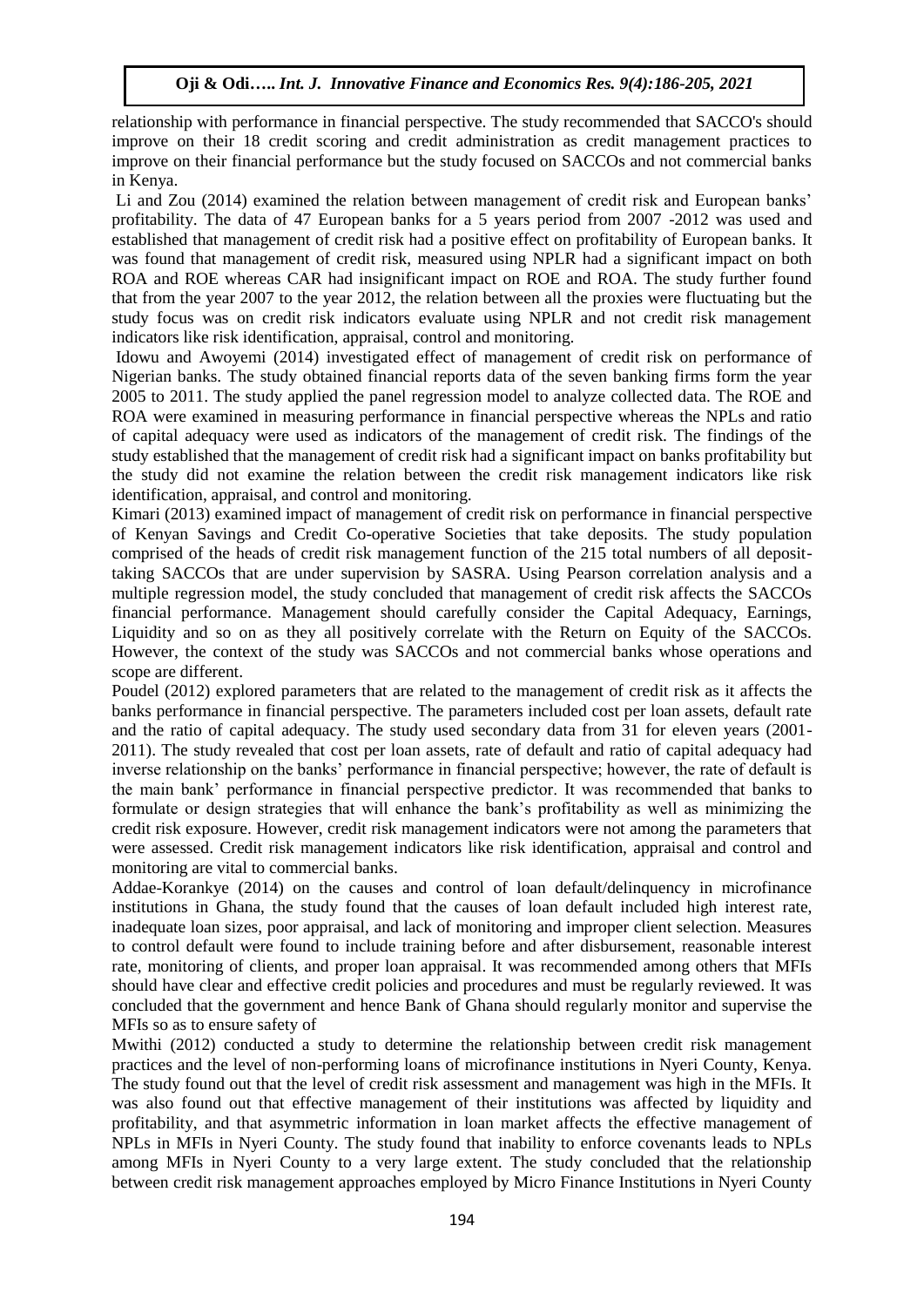relationship with performance in financial perspective. The study recommended that SACCO's should improve on their 18 credit scoring and credit administration as credit management practices to improve on their financial performance but the study focused on SACCOs and not commercial banks in Kenya.

Li and Zou (2014) examined the relation between management of credit risk and European banks' profitability. The data of 47 European banks for a 5 years period from 2007 -2012 was used and established that management of credit risk had a positive effect on profitability of European banks. It was found that management of credit risk, measured using NPLR had a significant impact on both ROA and ROE whereas CAR had insignificant impact on ROE and ROA. The study further found that from the year 2007 to the year 2012, the relation between all the proxies were fluctuating but the study focus was on credit risk indicators evaluate using NPLR and not credit risk management indicators like risk identification, appraisal, control and monitoring.

Idowu and Awoyemi (2014) investigated effect of management of credit risk on performance of Nigerian banks. The study obtained financial reports data of the seven banking firms form the year 2005 to 2011. The study applied the panel regression model to analyze collected data. The ROE and ROA were examined in measuring performance in financial perspective whereas the NPLs and ratio of capital adequacy were used as indicators of the management of credit risk. The findings of the study established that the management of credit risk had a significant impact on banks profitability but the study did not examine the relation between the credit risk management indicators like risk identification, appraisal, and control and monitoring.

Kimari (2013) examined impact of management of credit risk on performance in financial perspective of Kenyan Savings and Credit Co-operative Societies that take deposits. The study population comprised of the heads of credit risk management function of the 215 total numbers of all deposit-taking SACCOs that are under supervision by SASRA. Using Pearson correlation analysis and a multiple regression model, the study concluded that management of credit risk affects the SACCOs financial performance. Management should carefully consider the Capital Adequacy, Earnings, Liquidity and so on as they all positively correlate with the Return on Equity of the SACCOs. However, the context of the study was SACCOs and not commercial banks whose operations and scope are different.

Poudel (2012) explored parameters that are related to the management of credit risk as it affects the banks performance in financial perspective. The parameters included cost per loan assets, default rate and the ratio of capital adequacy. The study used secondary data from 31 for eleven years (2001-2011). The study revealed that cost per loan assets, rate of default and ratio of capital adequacy had inverse relationship on the banks' performance in financial perspective; however, the rate of default is the main bank' performance in financial perspective predictor. It was recommended that banks to formulate or design strategies that will enhance the bank's profitability as well as minimizing the credit risk exposure. However, credit risk management indicators were not among the parameters that were assessed. Credit risk management indicators like risk identification, appraisal and control and monitoring are vital to commercial banks.

Addae-Korankye (2014) on the causes and control of loan default/delinquency in microfinance institutions in Ghana, the study found that the causes of loan default included high interest rate, inadequate loan sizes, poor appraisal, and lack of monitoring and improper client selection. Measures to control default were found to include training before and after disbursement, reasonable interest rate, monitoring of clients, and proper loan appraisal. It was recommended among others that MFIs should have clear and effective credit policies and procedures and must be regularly reviewed. It was concluded that the government and hence Bank of Ghana should regularly monitor and supervise the MFIs so as to ensure safety of

Mwithi (2012) conducted a study to determine the relationship between credit risk management practices and the level of non-performing loans of microfinance institutions in Nyeri County, Kenya. The study found out that the level of credit risk assessment and management was high in the MFIs. It was also found out that effective management of their institutions was affected by liquidity and profitability, and that asymmetric information in loan market affects the effective management of NPLs in MFIs in Nyeri County. The study found that inability to enforce covenants leads to NPLs among MFIs in Nyeri County to a very large extent. The study concluded that the relationship between credit risk management approaches employed by Micro Finance Institutions in Nyeri County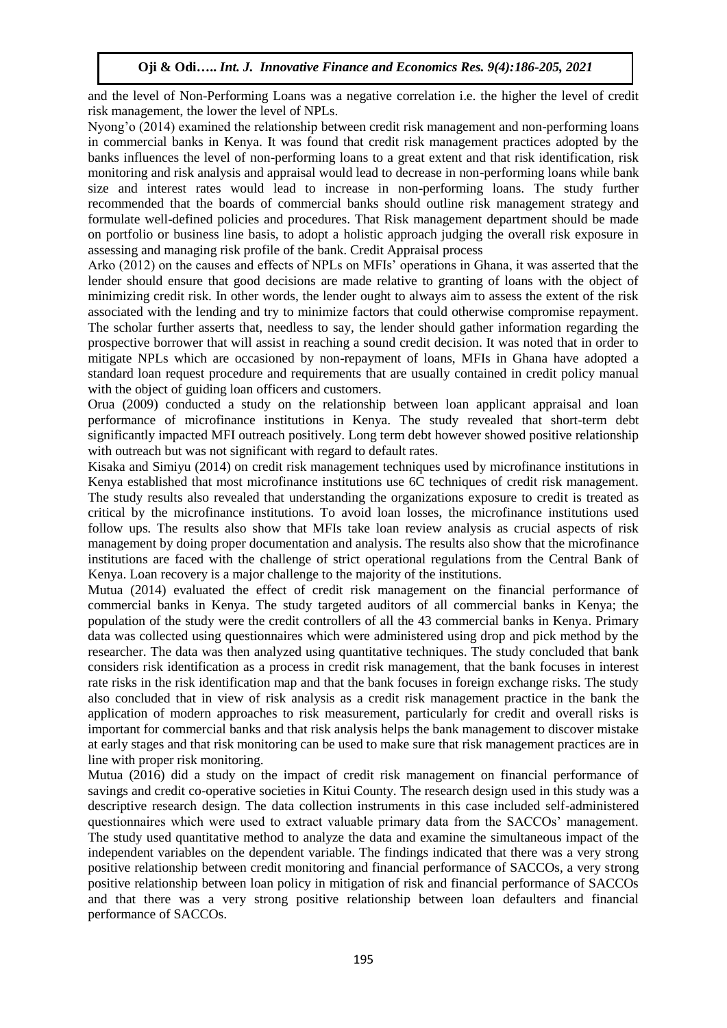and the level of Non-Performing Loans was a negative correlation i.e. the higher the level of credit risk management, the lower the level of NPLs.

Nyong'o (2014) examined the relationship between credit risk management and non-performing loans in commercial banks in Kenya. It was found that credit risk management practices adopted by the banks influences the level of non-performing loans to a great extent and that risk identification, risk monitoring and risk analysis and appraisal would lead to decrease in non-performing loans while bank size and interest rates would lead to increase in non-performing loans. The study further recommended that the boards of commercial banks should outline risk management strategy and formulate well-defined policies and procedures. That Risk management department should be made on portfolio or business line basis, to adopt a holistic approach judging the overall risk exposure in assessing and managing risk profile of the bank. Credit Appraisal process

Arko (2012) on the causes and effects of NPLs on MFIs' operations in Ghana, it was asserted that the lender should ensure that good decisions are made relative to granting of loans with the object of minimizing credit risk. In other words, the lender ought to always aim to assess the extent of the risk associated with the lending and try to minimize factors that could otherwise compromise repayment. The scholar further asserts that, needless to say, the lender should gather information regarding the prospective borrower that will assist in reaching a sound credit decision. It was noted that in order to mitigate NPLs which are occasioned by non-repayment of loans, MFIs in Ghana have adopted a standard loan request procedure and requirements that are usually contained in credit policy manual with the object of guiding loan officers and customers.

Orua (2009) conducted a study on the relationship between loan applicant appraisal and loan performance of microfinance institutions in Kenya. The study revealed that short-term debt significantly impacted MFI outreach positively. Long term debt however showed positive relationship with outreach but was not significant with regard to default rates.

Kisaka and Simiyu (2014) on credit risk management techniques used by microfinance institutions in Kenya established that most microfinance institutions use 6C techniques of credit risk management. The study results also revealed that understanding the organizations exposure to credit is treated as critical by the microfinance institutions. To avoid loan losses, the microfinance institutions used follow ups. The results also show that MFIs take loan review analysis as crucial aspects of risk management by doing proper documentation and analysis. The results also show that the microfinance institutions are faced with the challenge of strict operational regulations from the Central Bank of Kenya. Loan recovery is a major challenge to the majority of the institutions.

Mutua (2014) evaluated the effect of credit risk management on the financial performance of commercial banks in Kenya. The study targeted auditors of all commercial banks in Kenya; the population of the study were the credit controllers of all the 43 commercial banks in Kenya. Primary data was collected using questionnaires which were administered using drop and pick method by the researcher. The data was then analyzed using quantitative techniques. The study concluded that bank considers risk identification as a process in credit risk management, that the bank focuses in interest rate risks in the risk identification map and that the bank focuses in foreign exchange risks. The study also concluded that in view of risk analysis as a credit risk management practice in the bank the application of modern approaches to risk measurement, particularly for credit and overall risks is important for commercial banks and that risk analysis helps the bank management to discover mistake at early stages and that risk monitoring can be used to make sure that risk management practices are in line with proper risk monitoring.

Mutua (2016) did a study on the impact of credit risk management on financial performance of savings and credit co-operative societies in Kitui County. The research design used in this study was a descriptive research design. The data collection instruments in this case included self-administered questionnaires which were used to extract valuable primary data from the SACCOs' management. The study used quantitative method to analyze the data and examine the simultaneous impact of the independent variables on the dependent variable. The findings indicated that there was a very strong positive relationship between credit monitoring and financial performance of SACCOs, a very strong positive relationship between loan policy in mitigation of risk and financial performance of SACCOs and that there was a very strong positive relationship between loan defaulters and financial performance of SACCOs.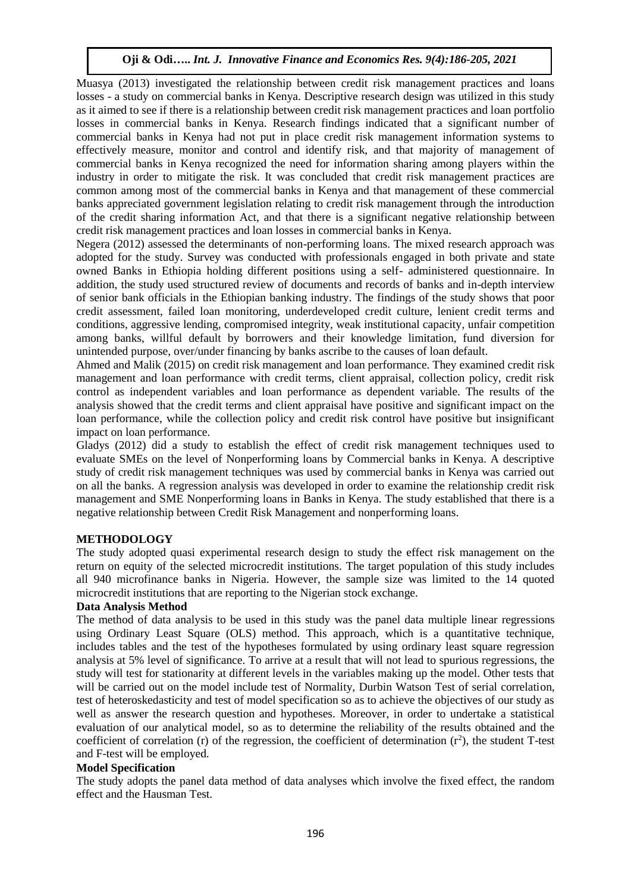Muasya (2013) investigated the relationship between credit risk management practices and loans losses - a study on commercial banks in Kenya. Descriptive research design was utilized in this study as it aimed to see if there is a relationship between credit risk management practices and loan portfolio losses in commercial banks in Kenya. Research findings indicated that a significant number of commercial banks in Kenya had not put in place credit risk management information systems to effectively measure, monitor and control and identify risk, and that majority of management of commercial banks in Kenya recognized the need for information sharing among players within the industry in order to mitigate the risk. It was concluded that credit risk management practices are common among most of the commercial banks in Kenya and that management of these commercial banks appreciated government legislation relating to credit risk management through the introduction of the credit sharing information Act, and that there is a significant negative relationship between credit risk management practices and loan losses in commercial banks in Kenya.

Negera (2012) assessed the determinants of non-performing loans. The mixed research approach was adopted for the study. Survey was conducted with professionals engaged in both private and state owned Banks in Ethiopia holding different positions using a self- administered questionnaire. In addition, the study used structured review of documents and records of banks and in-depth interview of senior bank officials in the Ethiopian banking industry. The findings of the study shows that poor credit assessment, failed loan monitoring, underdeveloped credit culture, lenient credit terms and conditions, aggressive lending, compromised integrity, weak institutional capacity, unfair competition among banks, willful default by borrowers and their knowledge limitation, fund diversion for unintended purpose, over/under financing by banks ascribe to the causes of loan default.

Ahmed and Malik (2015) on credit risk management and loan performance. They examined credit risk management and loan performance with credit terms, client appraisal, collection policy, credit risk control as independent variables and loan performance as dependent variable. The results of the analysis showed that the credit terms and client appraisal have positive and significant impact on the loan performance, while the collection policy and credit risk control have positive but insignificant impact on loan performance.

Gladys (2012) did a study to establish the effect of credit risk management techniques used to evaluate SMEs on the level of Nonperforming loans by Commercial banks in Kenya. A descriptive study of credit risk management techniques was used by commercial banks in Kenya was carried out on all the banks. A regression analysis was developed in order to examine the relationship credit risk management and SME Nonperforming loans in Banks in Kenya. The study established that there is a negative relationship between Credit Risk Management and nonperforming loans.

## METHODOLOGY

The study adopted quasi experimental research design to study the effect risk management on the return on equity of the selected microcredit institutions. The target population of this study includes all 940 microfinance banks in Nigeria. However, the sample size was limited to the 14 quoted microcredit institutions that are reporting to the Nigerian stock exchange.

### Data Analysis Method

The method of data analysis to be used in this study was the panel data multiple linear regressions using Ordinary Least Square (OLS) method. This approach, which is a quantitative technique, includes tables and the test of the hypotheses formulated by using ordinary least square regression analysis at 5% level of significance. To arrive at a result that will not lead to spurious regressions, the study will test for stationarity at different levels in the variables making up the model. Other tests that will be carried out on the model include test of Normality, Durbin Watson Test of serial correlation, test of heteroskedasticity and test of model specification so as to achieve the objectives of our study as well as answer the research question and hypotheses. Moreover, in order to undertake a statistical evaluation of our analytical model, so as to determine the reliability of the results obtained and the coefficient of correlation (r) of the regression, the coefficient of determination ($r^2$), the student T-test and F-test will be employed.

### Model Specification

The study adopts the panel data method of data analyses which involve the fixed effect, the random effect and the Hausman Test.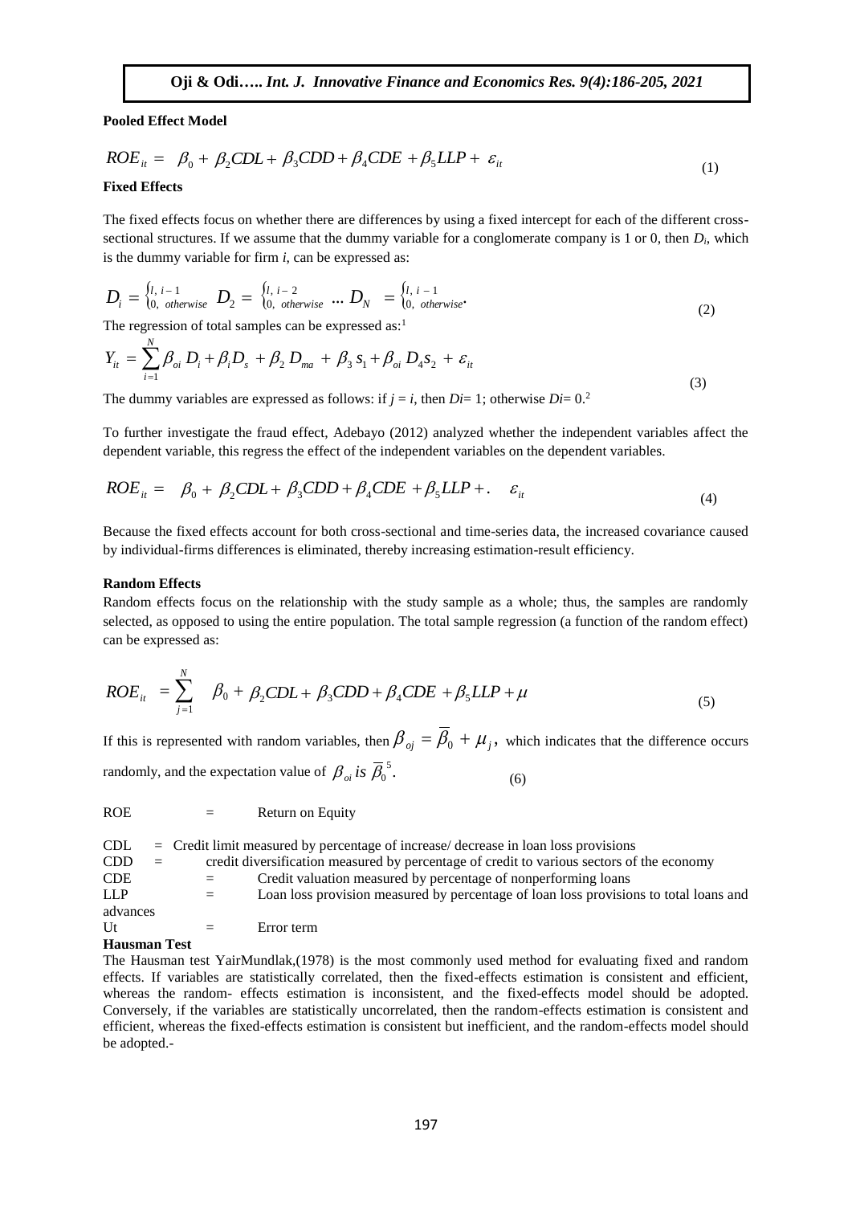**Pooled Effect Model**

$$ROE_{it} = \beta_0 + \beta_2 CDL + \beta_3 CDD + \beta_4 CDE + \beta_5 LLP + \varepsilon_{it} \tag{1}$$

**Fixed Effects**

The fixed effects focus on whether there are differences by using a fixed intercept for each of the different cross-sectional structures. If we assume that the dummy variable for a conglomerate company is 1 or 0, then $D_i$, which is the dummy variable for firm $i$, can be expressed as:

$$D_i = \begin{cases} l, & i-1 \\ 0, & otherwise \end{cases} \quad D_2 = \begin{cases} l, & i-2 \\ 0, & otherwise \end{cases} \ \dots \ D_N = \begin{cases} l, & i-1 \\ 0, & otherwise \end{cases}. \tag{2}$$

The regression of total samples can be expressed as:[1]

$$Y_{it} = \sum_{i=1}^{N} \beta_{oi} D_i + \beta_i D_s + \beta_2 D_{ma} + \beta_3 s_1 + \beta_{oi} D_4 s_2 + \varepsilon_{it} \tag{3}$$

The dummy variables are expressed as follows: if $j = i$, then $Di= 1$; otherwise $Di= 0$.[2]

To further investigate the fraud effect, Adebayo (2012) analyzed whether the independent variables affect the dependent variable, this regress the effect of the independent variables on the dependent variables.

$$ROE_{it} = \beta_0 + \beta_2 CDL + \beta_3 CDD + \beta_4 CDE + \beta_5 LLP + . \quad \varepsilon_{it} \tag{4}$$

Because the fixed effects account for both cross-sectional and time-series data, the increased covariance caused by individual-firms differences is eliminated, thereby increasing estimation-result efficiency.

**Random Effects**

Random effects focus on the relationship with the study sample as a whole; thus, the samples are randomly selected, as opposed to using the entire population. The total sample regression (a function of the random effect) can be expressed as:

$$ROE_{it} = \sum_{j=1}^{N} \beta_0 + \beta_2 CDL + \beta_3 CDD + \beta_4 CDE + \beta_5 LLP + \mu \tag{5}$$

If this is represented with random variables, then $\beta_{oj} = \overline{\beta}_0 + \mu_j$, which indicates that the difference occurs randomly, and the expectation value of $\beta_{oi}\ is\ \overline{\beta}_0$.[5] (6)

ROE = Return on Equity

CDL = Credit limit measured by percentage of increase/ decrease in loan loss provisions
CDD = credit diversification measured by percentage of credit to various sectors of the economy
CDE = Credit valuation measured by percentage of nonperforming loans
LLP = Loan loss provision measured by percentage of loan loss provisions to total loans and advances
Ut = Error term

**Hausman Test**

The Hausman test YairMundlak,(1978) is the most commonly used method for evaluating fixed and random effects. If variables are statistically correlated, then the fixed-effects estimation is consistent and efficient, whereas the random- effects estimation is inconsistent, and the fixed-effects model should be adopted. Conversely, if the variables are statistically uncorrelated, then the random-effects estimation is consistent and efficient, whereas the fixed-effects estimation is consistent but inefficient, and the random-effects model should be adopted.-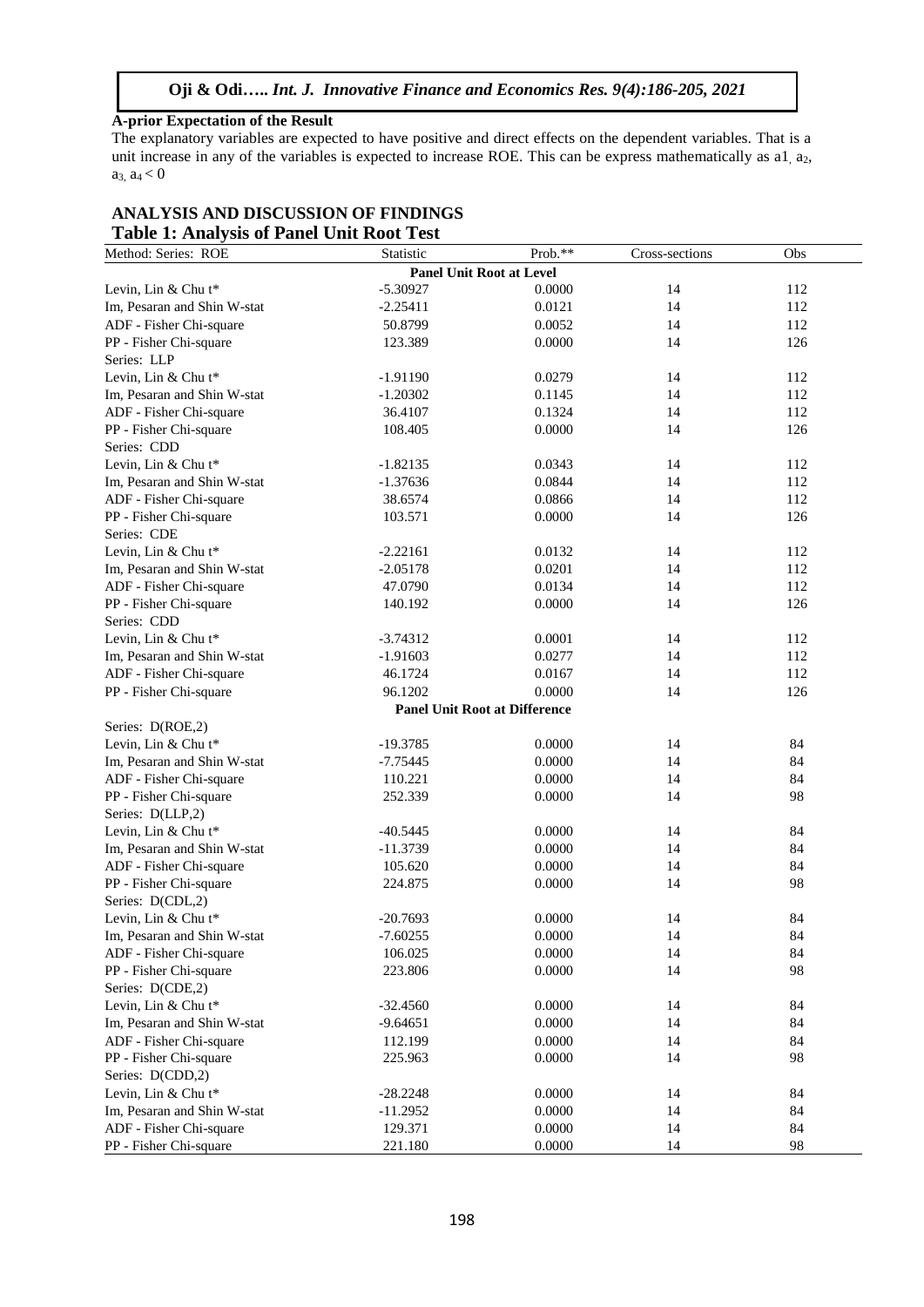**A-prior Expectation of the Result**

The explanatory variables are expected to have positive and direct effects on the dependent variables. That is a unit increase in any of the variables is expected to increase ROE. This can be express mathematically as $a1_, a_2, a_{3,} a_4 < 0$

## ANALYSIS AND DISCUSSION OF FINDINGS

### Table 1: Analysis of Panel Unit Root Test

| Method: Series: ROE | Statistic | Prob.** | Cross-sections | Obs |
|---|---|---|---|---|
| | **Panel Unit Root at Level** | | | |
| Levin, Lin & Chu t* | -5.30927 | 0.0000 | 14 | 112 |
| Im, Pesaran and Shin W-stat | -2.25411 | 0.0121 | 14 | 112 |
| ADF - Fisher Chi-square | 50.8799 | 0.0052 | 14 | 112 |
| PP - Fisher Chi-square | 123.389 | 0.0000 | 14 | 126 |
| Series: LLP | | | | |
| Levin, Lin & Chu t* | -1.91190 | 0.0279 | 14 | 112 |
| Im, Pesaran and Shin W-stat | -1.20302 | 0.1145 | 14 | 112 |
| ADF - Fisher Chi-square | 36.4107 | 0.1324 | 14 | 112 |
| PP - Fisher Chi-square | 108.405 | 0.0000 | 14 | 126 |
| Series: CDD | | | | |
| Levin, Lin & Chu t* | -1.82135 | 0.0343 | 14 | 112 |
| Im, Pesaran and Shin W-stat | -1.37636 | 0.0844 | 14 | 112 |
| ADF - Fisher Chi-square | 38.6574 | 0.0866 | 14 | 112 |
| PP - Fisher Chi-square | 103.571 | 0.0000 | 14 | 126 |
| Series: CDE | | | | |
| Levin, Lin & Chu t* | -2.22161 | 0.0132 | 14 | 112 |
| Im, Pesaran and Shin W-stat | -2.05178 | 0.0201 | 14 | 112 |
| ADF - Fisher Chi-square | 47.0790 | 0.0134 | 14 | 112 |
| PP - Fisher Chi-square | 140.192 | 0.0000 | 14 | 126 |
| Series: CDD | | | | |
| Levin, Lin & Chu t* | -3.74312 | 0.0001 | 14 | 112 |
| Im, Pesaran and Shin W-stat | -1.91603 | 0.0277 | 14 | 112 |
| ADF - Fisher Chi-square | 46.1724 | 0.0167 | 14 | 112 |
| PP - Fisher Chi-square | 96.1202 | 0.0000 | 14 | 126 |
| | **Panel Unit Root at Difference** | | | |
| Series: D(ROE,2) | | | | |
| Levin, Lin & Chu t* | -19.3785 | 0.0000 | 14 | 84 |
| Im, Pesaran and Shin W-stat | -7.75445 | 0.0000 | 14 | 84 |
| ADF - Fisher Chi-square | 110.221 | 0.0000 | 14 | 84 |
| PP - Fisher Chi-square | 252.339 | 0.0000 | 14 | 98 |
| Series: D(LLP,2) | | | | |
| Levin, Lin & Chu t* | -40.5445 | 0.0000 | 14 | 84 |
| Im, Pesaran and Shin W-stat | -11.3739 | 0.0000 | 14 | 84 |
| ADF - Fisher Chi-square | 105.620 | 0.0000 | 14 | 84 |
| PP - Fisher Chi-square | 224.875 | 0.0000 | 14 | 98 |
| Series: D(CDL,2) | | | | |
| Levin, Lin & Chu t* | -20.7693 | 0.0000 | 14 | 84 |
| Im, Pesaran and Shin W-stat | -7.60255 | 0.0000 | 14 | 84 |
| ADF - Fisher Chi-square | 106.025 | 0.0000 | 14 | 84 |
| PP - Fisher Chi-square | 223.806 | 0.0000 | 14 | 98 |
| Series: D(CDE,2) | | | | |
| Levin, Lin & Chu t* | -32.4560 | 0.0000 | 14 | 84 |
| Im, Pesaran and Shin W-stat | -9.64651 | 0.0000 | 14 | 84 |
| ADF - Fisher Chi-square | 112.199 | 0.0000 | 14 | 84 |
| PP - Fisher Chi-square | 225.963 | 0.0000 | 14 | 98 |
| Series: D(CDD,2) | | | | |
| Levin, Lin & Chu t* | -28.2248 | 0.0000 | 14 | 84 |
| Im, Pesaran and Shin W-stat | -11.2952 | 0.0000 | 14 | 84 |
| ADF - Fisher Chi-square | 129.371 | 0.0000 | 14 | 84 |
| PP - Fisher Chi-square | 221.180 | 0.0000 | 14 | 98 |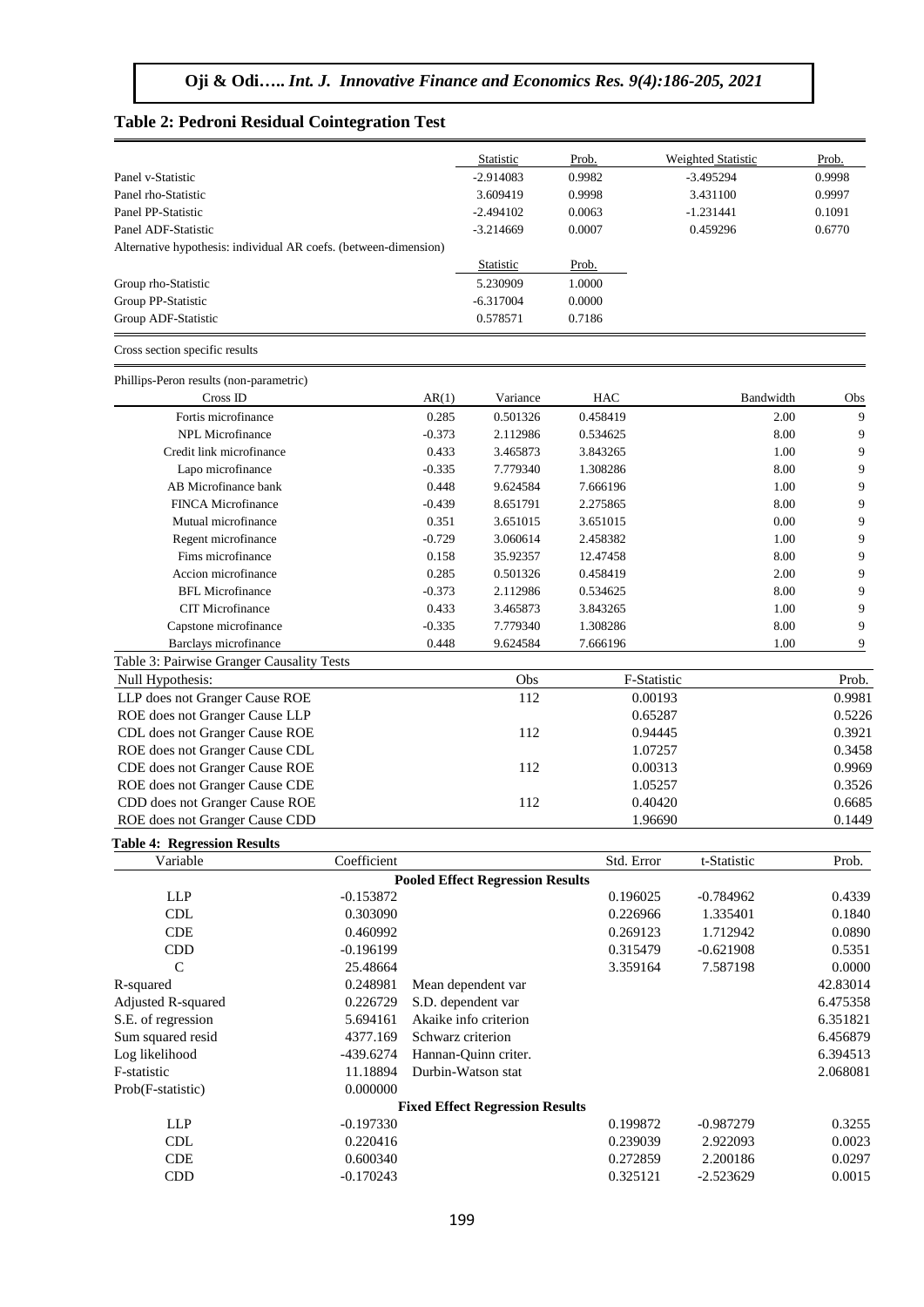## Table 2: Pedroni Residual Cointegration Test

| | Statistic | Prob. | Weighted Statistic | Prob. |
|---|---|---|---|---|
| Panel v-Statistic | -2.914083 | 0.9982 | -3.495294 | 0.9998 |
| Panel rho-Statistic | 3.609419 | 0.9998 | 3.431100 | 0.9997 |
| Panel PP-Statistic | -2.494102 | 0.0063 | -1.231441 | 0.1091 |
| Panel ADF-Statistic | -3.214669 | 0.0007 | 0.459296 | 0.6770 |

Alternative hypothesis: individual AR coefs. (between-dimension)

| | Statistic | Prob. |
|---|---|---|
| Group rho-Statistic | 5.230909 | 1.0000 |
| Group PP-Statistic | -6.317004 | 0.0000 |
| Group ADF-Statistic | 0.578571 | 0.7186 |

Cross section specific results

Phillips-Peron results (non-parametric)

| Cross ID | AR(1) | Variance | HAC | Bandwidth | Obs |
|---|---|---|---|---|---|
| Fortis microfinance | 0.285 | 0.501326 | 0.458419 | 2.00 | 9 |
| NPL Microfinance | -0.373 | 2.112986 | 0.534625 | 8.00 | 9 |
| Credit link microfinance | 0.433 | 3.465873 | 3.843265 | 1.00 | 9 |
| Lapo microfinance | -0.335 | 7.779340 | 1.308286 | 8.00 | 9 |
| AB Microfinance bank | 0.448 | 9.624584 | 7.666196 | 1.00 | 9 |
| FINCA Microfinance | -0.439 | 8.651791 | 2.275865 | 8.00 | 9 |
| Mutual microfinance | 0.351 | 3.651015 | 3.651015 | 0.00 | 9 |
| Regent microfinance | -0.729 | 3.060614 | 2.458382 | 1.00 | 9 |
| Fims microfinance | 0.158 | 35.92357 | 12.47458 | 8.00 | 9 |
| Accion microfinance | 0.285 | 0.501326 | 0.458419 | 2.00 | 9 |
| BFL Microfinance | -0.373 | 2.112986 | 0.534625 | 8.00 | 9 |
| CIT Microfinance | 0.433 | 3.465873 | 3.843265 | 1.00 | 9 |
| Capstone microfinance | -0.335 | 7.779340 | 1.308286 | 8.00 | 9 |
| Barclays microfinance | 0.448 | 9.624584 | 7.666196 | 1.00 | 9 |

Table 3: Pairwise Granger Causality Tests

| Null Hypothesis: | Obs | F-Statistic | Prob. |
|---|---|---|---|
| LLP does not Granger Cause ROE | 112 | 0.00193 | 0.9981 |
| ROE does not Granger Cause LLP | | 0.65287 | 0.5226 |
| CDL does not Granger Cause ROE | 112 | 0.94445 | 0.3921 |
| ROE does not Granger Cause CDL | | 1.07257 | 0.3458 |
| CDE does not Granger Cause ROE | 112 | 0.00313 | 0.9969 |
| ROE does not Granger Cause CDE | | 1.05257 | 0.3526 |
| CDD does not Granger Cause ROE | 112 | 0.40420 | 0.6685 |
| ROE does not Granger Cause CDD | | 1.96690 | 0.1449 |

**Table 4: Regression Results**

| Variable | Coefficient | | Std. Error | t-Statistic | Prob. |
|---|---|---|---|---|---|
| | | **Pooled Effect Regression Results** | | | |
| LLP | -0.153872 | | 0.196025 | -0.784962 | 0.4339 |
| CDL | 0.303090 | | 0.226966 | 1.335401 | 0.1840 |
| CDE | 0.460992 | | 0.269123 | 1.712942 | 0.0890 |
| CDD | -0.196199 | | 0.315479 | -0.621908 | 0.5351 |
| C | 25.48664 | | 3.359164 | 7.587198 | 0.0000 |
| R-squared | 0.248981 | Mean dependent var | | | 42.83014 |
| Adjusted R-squared | 0.226729 | S.D. dependent var | | | 6.475358 |
| S.E. of regression | 5.694161 | Akaike info criterion | | | 6.351821 |
| Sum squared resid | 4377.169 | Schwarz criterion | | | 6.456879 |
| Log likelihood | -439.6274 | Hannan-Quinn criter. | | | 6.394513 |
| F-statistic | 11.18894 | Durbin-Watson stat | | | 2.068081 |
| Prob(F-statistic) | 0.000000 | | | | |
| | | **Fixed Effect Regression Results** | | | |
| LLP | -0.197330 | | 0.199872 | -0.987279 | 0.3255 |
| CDL | 0.220416 | | 0.239039 | 2.922093 | 0.0023 |
| CDE | 0.600340 | | 0.272859 | 2.200186 | 0.0297 |
| CDD | -0.170243 | | 0.325121 | -2.523629 | 0.0015 |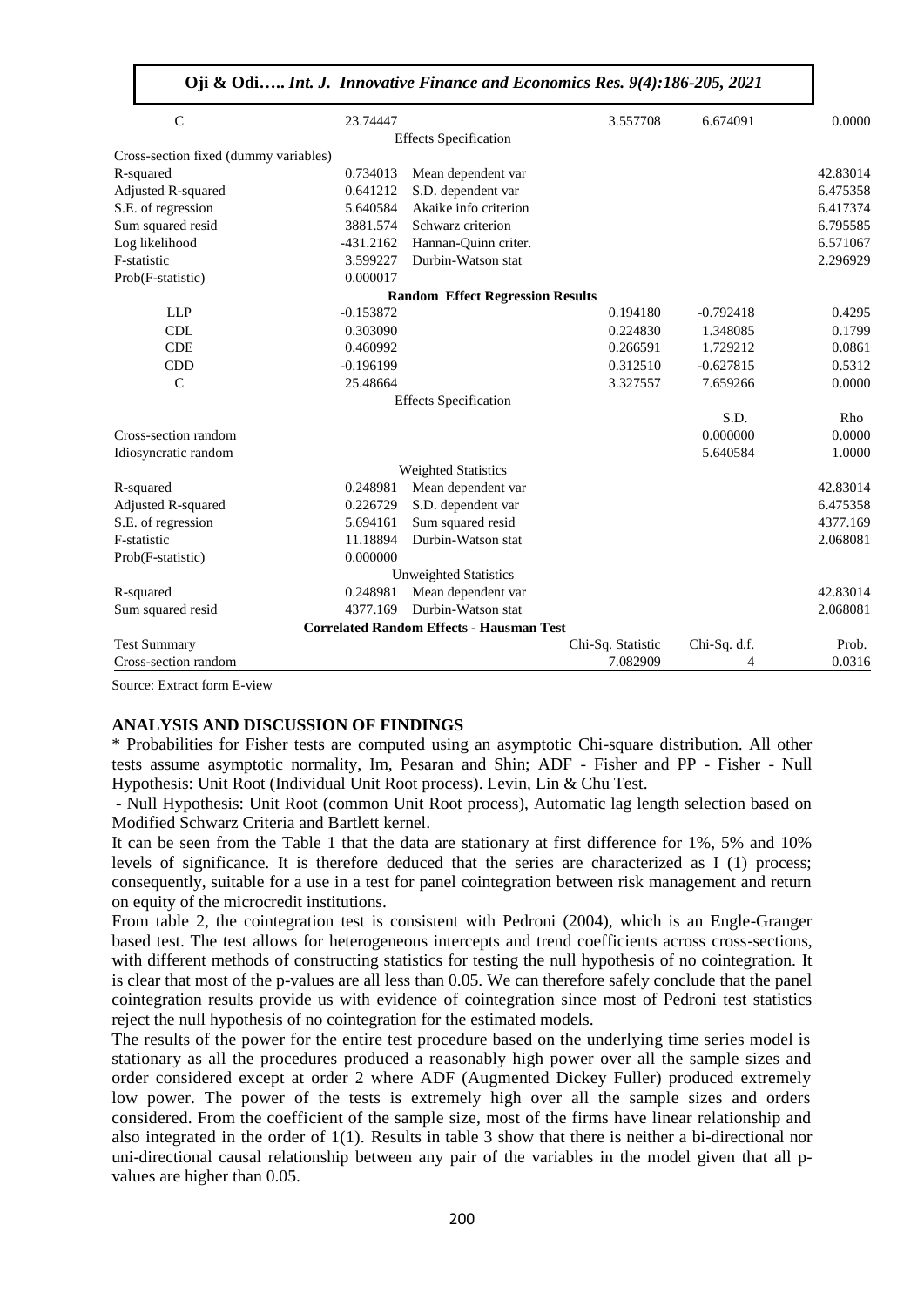| | | | | |
|---|---|---|---|---|
| C | 23.74447 | 3.557708 | 6.674091 | 0.0000 |
| | **Effects Specification** | | | |
| Cross-section fixed (dummy variables) | | | | |
| R-squared | 0.734013 | Mean dependent var | | 42.83014 |
| Adjusted R-squared | 0.641212 | S.D. dependent var | | 6.475358 |
| S.E. of regression | 5.640584 | Akaike info criterion | | 6.417374 |
| Sum squared resid | 3881.574 | Schwarz criterion | | 6.795585 |
| Log likelihood | -431.2162 | Hannan-Quinn criter. | | 6.571067 |
| F-statistic | 3.599227 | Durbin-Watson stat | | 2.296929 |
| Prob(F-statistic) | 0.000017 | | | |
| | **Random Effect Regression Results** | | | |
| LLP | -0.153872 | 0.194180 | -0.792418 | 0.4295 |
| CDL | 0.303090 | 0.224830 | 1.348085 | 0.1799 |
| CDE | 0.460992 | 0.266591 | 1.729212 | 0.0861 |
| CDD | -0.196199 | 0.312510 | -0.627815 | 0.5312 |
| C | 25.48664 | 3.327557 | 7.659266 | 0.0000 |
| | **Effects Specification** | | | |
| | | | S.D. | Rho |
| Cross-section random | | | 0.000000 | 0.0000 |
| Idiosyncratic random | | | 5.640584 | 1.0000 |
| | **Weighted Statistics** | | | |
| R-squared | 0.248981 | Mean dependent var | | 42.83014 |
| Adjusted R-squared | 0.226729 | S.D. dependent var | | 6.475358 |
| S.E. of regression | 5.694161 | Sum squared resid | | 4377.169 |
| F-statistic | 11.18894 | Durbin-Watson stat | | 2.068081 |
| Prob(F-statistic) | 0.000000 | | | |
| | **Unweighted Statistics** | | | |
| R-squared | 0.248981 | Mean dependent var | | 42.83014 |
| Sum squared resid | 4377.169 | Durbin-Watson stat | | 2.068081 |
| | **Correlated Random Effects - Hausman Test** | | | |
| Test Summary | | Chi-Sq. Statistic | Chi-Sq. d.f. | Prob. |
| Cross-section random | | 7.082909 | 4 | 0.0316 |

Source: Extract form E-view

## ANALYSIS AND DISCUSSION OF FINDINGS

* Probabilities for Fisher tests are computed using an asymptotic Chi-square distribution. All other tests assume asymptotic normality, Im, Pesaran and Shin; ADF - Fisher and PP - Fisher - Null Hypothesis: Unit Root (Individual Unit Root process). Levin, Lin & Chu Test.

- Null Hypothesis: Unit Root (common Unit Root process), Automatic lag length selection based on Modified Schwarz Criteria and Bartlett kernel.

It can be seen from the Table 1 that the data are stationary at first difference for 1%, 5% and 10% levels of significance. It is therefore deduced that the series are characterized as I (1) process; consequently, suitable for a use in a test for panel cointegration between risk management and return on equity of the microcredit institutions.

From table 2, the cointegration test is consistent with Pedroni (2004), which is an Engle-Granger based test. The test allows for heterogeneous intercepts and trend coefficients across cross-sections, with different methods of constructing statistics for testing the null hypothesis of no cointegration. It is clear that most of the p-values are all less than 0.05. We can therefore safely conclude that the panel cointegration results provide us with evidence of cointegration since most of Pedroni test statistics reject the null hypothesis of no cointegration for the estimated models.

The results of the power for the entire test procedure based on the underlying time series model is stationary as all the procedures produced a reasonably high power over all the sample sizes and order considered except at order 2 where ADF (Augmented Dickey Fuller) produced extremely low power. The power of the tests is extremely high over all the sample sizes and orders considered. From the coefficient of the sample size, most of the firms have linear relationship and also integrated in the order of 1(1). Results in table 3 show that there is neither a bi-directional nor uni-directional causal relationship between any pair of the variables in the model given that all p-values are higher than 0.05.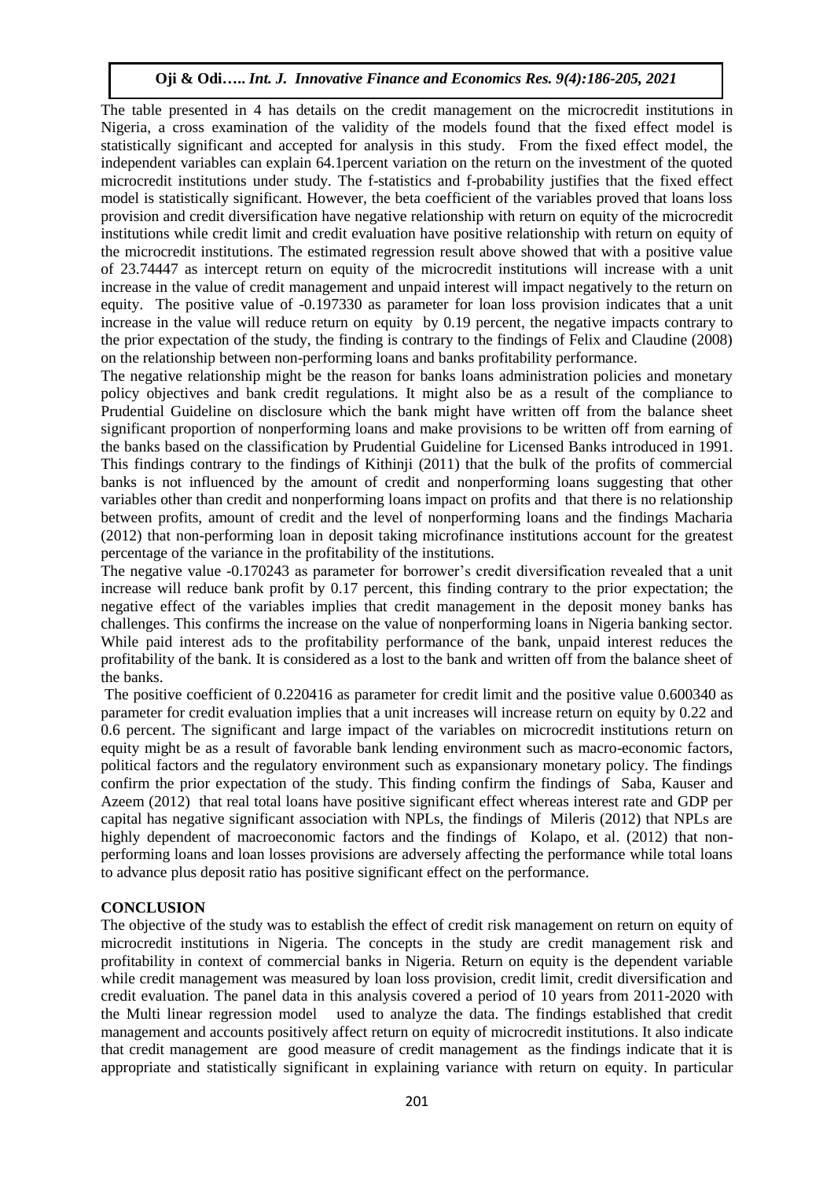The table presented in 4 has details on the credit management on the microcredit institutions in Nigeria, a cross examination of the validity of the models found that the fixed effect model is statistically significant and accepted for analysis in this study. From the fixed effect model, the independent variables can explain 64.1percent variation on the return on the investment of the quoted microcredit institutions under study. The f-statistics and f-probability justifies that the fixed effect model is statistically significant. However, the beta coefficient of the variables proved that loans loss provision and credit diversification have negative relationship with return on equity of the microcredit institutions while credit limit and credit evaluation have positive relationship with return on equity of the microcredit institutions. The estimated regression result above showed that with a positive value of 23.74447 as intercept return on equity of the microcredit institutions will increase with a unit increase in the value of credit management and unpaid interest will impact negatively to the return on equity. The positive value of -0.197330 as parameter for loan loss provision indicates that a unit increase in the value will reduce return on equity by 0.19 percent, the negative impacts contrary to the prior expectation of the study, the finding is contrary to the findings of Felix and Claudine (2008) on the relationship between non-performing loans and banks profitability performance.

The negative relationship might be the reason for banks loans administration policies and monetary policy objectives and bank credit regulations. It might also be as a result of the compliance to Prudential Guideline on disclosure which the bank might have written off from the balance sheet significant proportion of nonperforming loans and make provisions to be written off from earning of the banks based on the classification by Prudential Guideline for Licensed Banks introduced in 1991. This findings contrary to the findings of Kithinji (2011) that the bulk of the profits of commercial banks is not influenced by the amount of credit and nonperforming loans suggesting that other variables other than credit and nonperforming loans impact on profits and that there is no relationship between profits, amount of credit and the level of nonperforming loans and the findings Macharia (2012) that non-performing loan in deposit taking microfinance institutions account for the greatest percentage of the variance in the profitability of the institutions.

The negative value -0.170243 as parameter for borrower's credit diversification revealed that a unit increase will reduce bank profit by 0.17 percent, this finding contrary to the prior expectation; the negative effect of the variables implies that credit management in the deposit money banks has challenges. This confirms the increase on the value of nonperforming loans in Nigeria banking sector. While paid interest ads to the profitability performance of the bank, unpaid interest reduces the profitability of the bank. It is considered as a lost to the bank and written off from the balance sheet of the banks.

The positive coefficient of 0.220416 as parameter for credit limit and the positive value 0.600340 as parameter for credit evaluation implies that a unit increases will increase return on equity by 0.22 and 0.6 percent. The significant and large impact of the variables on microcredit institutions return on equity might be as a result of favorable bank lending environment such as macro-economic factors, political factors and the regulatory environment such as expansionary monetary policy. The findings confirm the prior expectation of the study. This finding confirm the findings of Saba, Kauser and Azeem (2012) that real total loans have positive significant effect whereas interest rate and GDP per capital has negative significant association with NPLs, the findings of Mileris (2012) that NPLs are highly dependent of macroeconomic factors and the findings of Kolapo, et al. (2012) that non-performing loans and loan losses provisions are adversely affecting the performance while total loans to advance plus deposit ratio has positive significant effect on the performance.

## CONCLUSION

The objective of the study was to establish the effect of credit risk management on return on equity of microcredit institutions in Nigeria. The concepts in the study are credit management risk and profitability in context of commercial banks in Nigeria. Return on equity is the dependent variable while credit management was measured by loan loss provision, credit limit, credit diversification and credit evaluation. The panel data in this analysis covered a period of 10 years from 2011-2020 with the Multi linear regression model used to analyze the data. The findings established that credit management and accounts positively affect return on equity of microcredit institutions. It also indicate that credit management are good measure of credit management as the findings indicate that it is appropriate and statistically significant in explaining variance with return on equity. In particular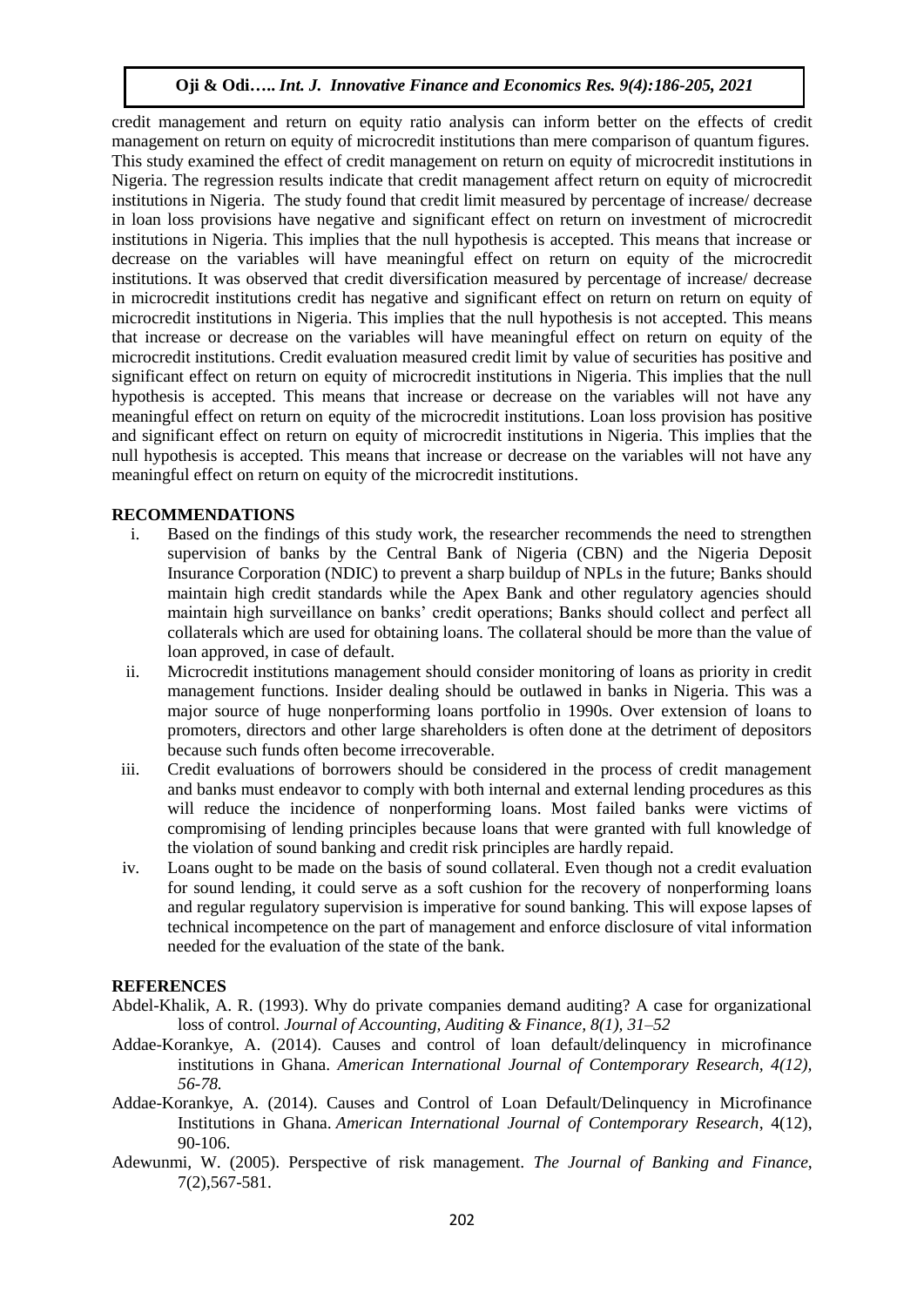credit management and return on equity ratio analysis can inform better on the effects of credit management on return on equity of microcredit institutions than mere comparison of quantum figures. This study examined the effect of credit management on return on equity of microcredit institutions in Nigeria. The regression results indicate that credit management affect return on equity of microcredit institutions in Nigeria. The study found that credit limit measured by percentage of increase/ decrease in loan loss provisions have negative and significant effect on return on investment of microcredit institutions in Nigeria. This implies that the null hypothesis is accepted. This means that increase or decrease on the variables will have meaningful effect on return on equity of the microcredit institutions. It was observed that credit diversification measured by percentage of increase/ decrease in microcredit institutions credit has negative and significant effect on return on return on equity of microcredit institutions in Nigeria. This implies that the null hypothesis is not accepted. This means that increase or decrease on the variables will have meaningful effect on return on equity of the microcredit institutions. Credit evaluation measured credit limit by value of securities has positive and significant effect on return on equity of microcredit institutions in Nigeria. This implies that the null hypothesis is accepted. This means that increase or decrease on the variables will not have any meaningful effect on return on equity of the microcredit institutions. Loan loss provision has positive and significant effect on return on equity of microcredit institutions in Nigeria. This implies that the null hypothesis is accepted. This means that increase or decrease on the variables will not have any meaningful effect on return on equity of the microcredit institutions.

## RECOMMENDATIONS

i. Based on the findings of this study work, the researcher recommends the need to strengthen supervision of banks by the Central Bank of Nigeria (CBN) and the Nigeria Deposit Insurance Corporation (NDIC) to prevent a sharp buildup of NPLs in the future; Banks should maintain high credit standards while the Apex Bank and other regulatory agencies should maintain high surveillance on banks' credit operations; Banks should collect and perfect all collaterals which are used for obtaining loans. The collateral should be more than the value of loan approved, in case of default.

ii. Microcredit institutions management should consider monitoring of loans as priority in credit management functions. Insider dealing should be outlawed in banks in Nigeria. This was a major source of huge nonperforming loans portfolio in 1990s. Over extension of loans to promoters, directors and other large shareholders is often done at the detriment of depositors because such funds often become irrecoverable.

iii. Credit evaluations of borrowers should be considered in the process of credit management and banks must endeavor to comply with both internal and external lending procedures as this will reduce the incidence of nonperforming loans. Most failed banks were victims of compromising of lending principles because loans that were granted with full knowledge of the violation of sound banking and credit risk principles are hardly repaid.

iv. Loans ought to be made on the basis of sound collateral. Even though not a credit evaluation for sound lending, it could serve as a soft cushion for the recovery of nonperforming loans and regular regulatory supervision is imperative for sound banking. This will expose lapses of technical incompetence on the part of management and enforce disclosure of vital information needed for the evaluation of the state of the bank.

## REFERENCES

Abdel-Khalik, A. R. (1993). Why do private companies demand auditing? A case for organizational loss of control. *Journal of Accounting, Auditing & Finance, 8(1), 31–52*

Addae-Korankye, A. (2014). Causes and control of loan default/delinquency in microfinance institutions in Ghana. *American International Journal of Contemporary Research, 4(12), 56-78.*

Addae-Korankye, A. (2014). Causes and Control of Loan Default/Delinquency in Microfinance Institutions in Ghana. *American International Journal of Contemporary Research*, 4(12), 90-106.

Adewunmi, W. (2005). Perspective of risk management. *The Journal of Banking and Finance*, 7(2),567-581.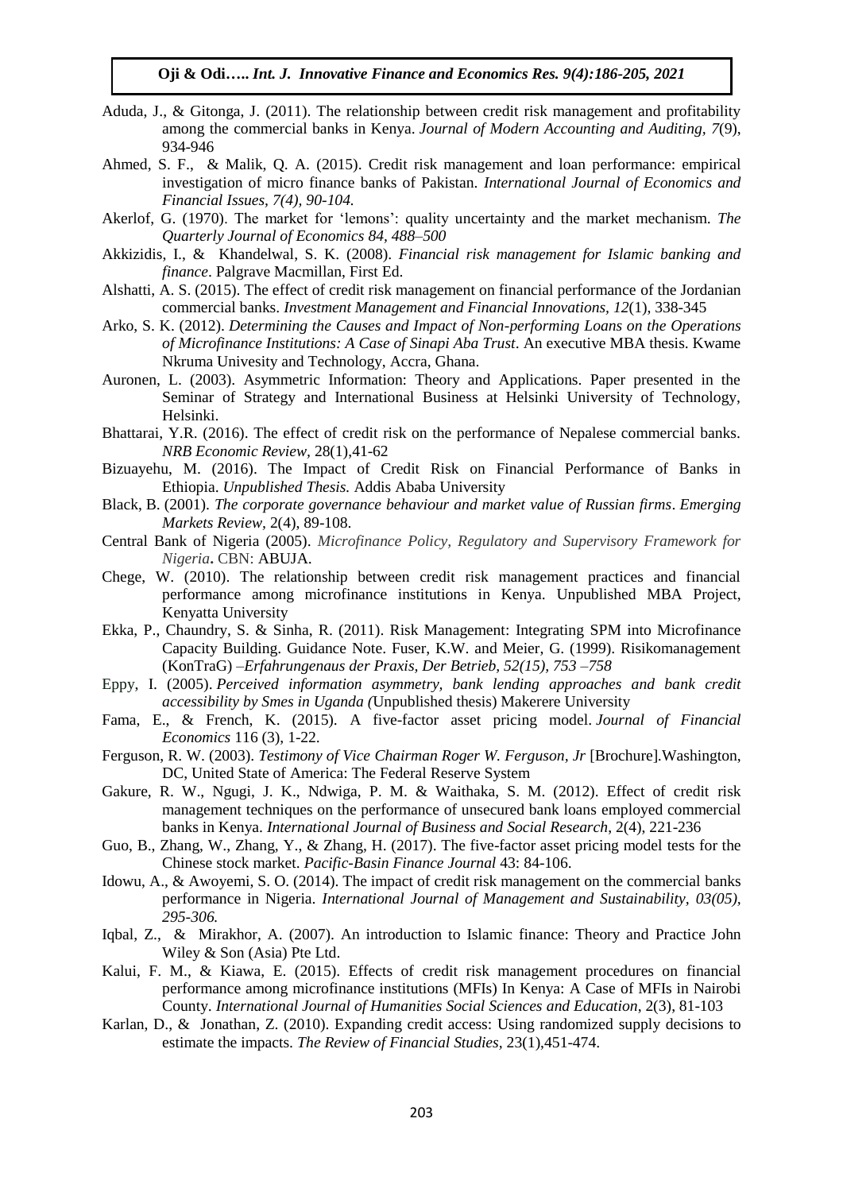Aduda, J., & Gitonga, J. (2011). The relationship between credit risk management and profitability among the commercial banks in Kenya. *Journal of Modern Accounting and Auditing, 7*(9), 934-946

Ahmed, S. F., & Malik, Q. A. (2015). Credit risk management and loan performance: empirical investigation of micro finance banks of Pakistan. *International Journal of Economics and Financial Issues, 7(4), 90-104.*

Akerlof, G. (1970). The market for 'lemons': quality uncertainty and the market mechanism. *The Quarterly Journal of Economics 84, 488–500*

Akkizidis, I., & Khandelwal, S. K. (2008). *Financial risk management for Islamic banking and finance*. Palgrave Macmillan, First Ed.

Alshatti, A. S. (2015). The effect of credit risk management on financial performance of the Jordanian commercial banks. *Investment Management and Financial Innovations, 12*(1), 338-345

Arko, S. K. (2012). *Determining the Causes and Impact of Non-performing Loans on the Operations of Microfinance Institutions: A Case of Sinapi Aba Trust*. An executive MBA thesis. Kwame Nkruma Univesity and Technology, Accra, Ghana.

Auronen, L. (2003). Asymmetric Information: Theory and Applications. Paper presented in the Seminar of Strategy and International Business at Helsinki University of Technology, Helsinki.

Bhattarai, Y.R. (2016). The effect of credit risk on the performance of Nepalese commercial banks. *NRB Economic Review*, 28(1),41-62

Bizuayehu, M. (2016). The Impact of Credit Risk on Financial Performance of Banks in Ethiopia. *Unpublished Thesis.* Addis Ababa University

Black, B. (2001). *The corporate governance behaviour and market value of Russian firms*. *Emerging Markets Review*, 2(4), 89-108.

Central Bank of Nigeria (2005). *Microfinance Policy, Regulatory and Supervisory Framework for Nigeria*. CBN: ABUJA.

Chege, W. (2010). The relationship between credit risk management practices and financial performance among microfinance institutions in Kenya. Unpublished MBA Project, Kenyatta University

Ekka, P., Chaundry, S. & Sinha, R. (2011). Risk Management: Integrating SPM into Microfinance Capacity Building. Guidance Note. Fuser, K.W. and Meier, G. (1999). Risikomanagement (KonTraG) –*Erfahrungenaus der Praxis, Der Betrieb, 52(15), 753 –758*

Eppy, I. (2005). *Perceived information asymmetry, bank lending approaches and bank credit accessibility by Smes in Uganda (*Unpublished thesis) Makerere University

Fama, E., & French, K. (2015). A five-factor asset pricing model. *Journal of Financial Economics* 116 (3), 1-22.

Ferguson, R. W. (2003). *Testimony of Vice Chairman Roger W. Ferguson, Jr* [Brochure].Washington, DC, United State of America: The Federal Reserve System

Gakure, R. W., Ngugi, J. K., Ndwiga, P. M. & Waithaka, S. M. (2012). Effect of credit risk management techniques on the performance of unsecured bank loans employed commercial banks in Kenya. *International Journal of Business and Social Research*, 2(4), 221-236

Guo, B., Zhang, W., Zhang, Y., & Zhang, H. (2017). The five-factor asset pricing model tests for the Chinese stock market. *Pacific-Basin Finance Journal* 43: 84-106.

Idowu, A., & Awoyemi, S. O. (2014). The impact of credit risk management on the commercial banks performance in Nigeria. *International Journal of Management and Sustainability, 03(05), 295-306.*

Iqbal, Z., & Mirakhor, A. (2007). An introduction to Islamic finance: Theory and Practice John Wiley & Son (Asia) Pte Ltd.

Kalui, F. M., & Kiawa, E. (2015). Effects of credit risk management procedures on financial performance among microfinance institutions (MFIs) In Kenya: A Case of MFIs in Nairobi County. *International Journal of Humanities Social Sciences and Education*, 2(3), 81-103

Karlan, D., & Jonathan, Z. (2010). Expanding credit access: Using randomized supply decisions to estimate the impacts. *The Review of Financial Studies*, 23(1),451-474.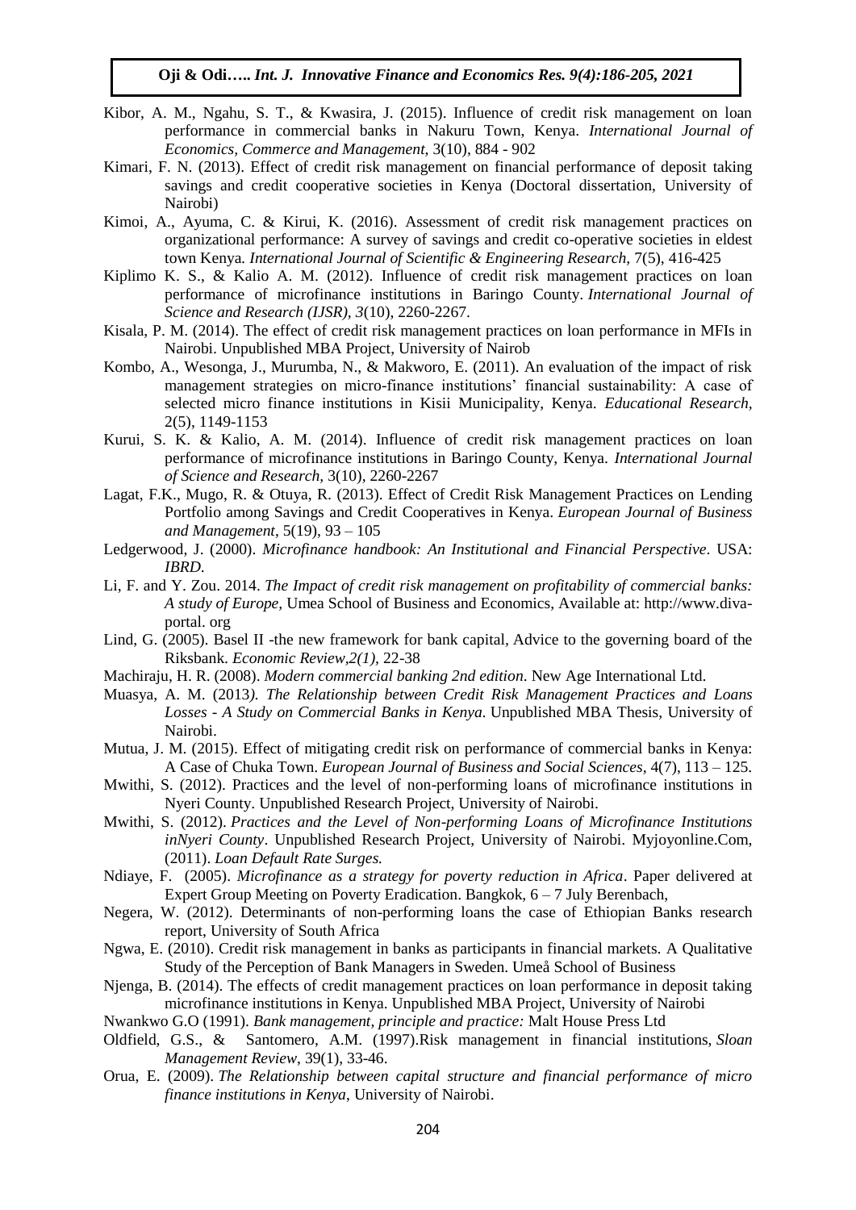Kibor, A. M., Ngahu, S. T., & Kwasira, J. (2015). Influence of credit risk management on loan performance in commercial banks in Nakuru Town, Kenya. *International Journal of Economics, Commerce and Management*, 3(10), 884 - 902

Kimari, F. N. (2013). Effect of credit risk management on financial performance of deposit taking savings and credit cooperative societies in Kenya (Doctoral dissertation, University of Nairobi)

Kimoi, A., Ayuma, C. & Kirui, K. (2016). Assessment of credit risk management practices on organizational performance: A survey of savings and credit co-operative societies in eldest town Kenya. *International Journal of Scientific & Engineering Research*, 7(5), 416-425

Kiplimo K. S., & Kalio A. M. (2012). Influence of credit risk management practices on loan performance of microfinance institutions in Baringo County. *International Journal of Science and Research (IJSR), 3*(10), 2260-2267.

Kisala, P. M. (2014). The effect of credit risk management practices on loan performance in MFIs in Nairobi. Unpublished MBA Project, University of Nairob

Kombo, A., Wesonga, J., Murumba, N., & Makworo, E. (2011). An evaluation of the impact of risk management strategies on micro-finance institutions' financial sustainability: A case of selected micro finance institutions in Kisii Municipality, Kenya. *Educational Research*, 2(5), 1149-1153

Kurui, S. K. & Kalio, A. M. (2014). Influence of credit risk management practices on loan performance of microfinance institutions in Baringo County, Kenya. *International Journal of Science and Research,* 3(10), 2260-2267

Lagat, F.K., Mugo, R. & Otuya, R. (2013). Effect of Credit Risk Management Practices on Lending Portfolio among Savings and Credit Cooperatives in Kenya. *European Journal of Business and Management*, 5(19), 93 – 105

Ledgerwood, J. (2000). *Microfinance handbook: An Institutional and Financial Perspective*. USA: *IBRD*.

Li, F. and Y. Zou. 2014. *The Impact of credit risk management on profitability of commercial banks: A study of Europe,* Umea School of Business and Economics, Available at: http://www.diva-portal. org

Lind, G. (2005). Basel II -the new framework for bank capital, Advice to the governing board of the Riksbank. *Economic Review,2(1),* 22-38

Machiraju, H. R. (2008). *Modern commercial banking 2nd edition*. New Age International Ltd.

Muasya, A. M. (2013*). The Relationship between Credit Risk Management Practices and Loans Losses - A Study on Commercial Banks in Kenya*. Unpublished MBA Thesis, University of Nairobi.

Mutua, J. M. (2015). Effect of mitigating credit risk on performance of commercial banks in Kenya: A Case of Chuka Town. *European Journal of Business and Social Sciences*, 4(7), 113 – 125.

Mwithi, S. (2012). Practices and the level of non-performing loans of microfinance institutions in Nyeri County. Unpublished Research Project, University of Nairobi.

Mwithi, S. (2012). *Practices and the Level of Non-performing Loans of Microfinance Institutions inNyeri County*. Unpublished Research Project, University of Nairobi. Myjoyonline.Com, (2011). *Loan Default Rate Surges.*

Ndiaye, F. (2005). *Microfinance as a strategy for poverty reduction in Africa*. Paper delivered at Expert Group Meeting on Poverty Eradication. Bangkok, 6 – 7 July Berenbach,

Negera, W. (2012). Determinants of non-performing loans the case of Ethiopian Banks research report, University of South Africa

Ngwa, E. (2010). Credit risk management in banks as participants in financial markets. A Qualitative Study of the Perception of Bank Managers in Sweden. Umeå School of Business

Njenga, B. (2014). The effects of credit management practices on loan performance in deposit taking microfinance institutions in Kenya. Unpublished MBA Project, University of Nairobi

Nwankwo G.O (1991). *Bank management, principle and practice:* Malt House Press Ltd

Oldfield, G.S., & Santomero, A.M. (1997).Risk management in financial institutions, *Sloan Management Review*, 39(1), 33-46.

Orua, E. (2009). *The Relationship between capital structure and financial performance of micro finance institutions in Kenya*, University of Nairobi.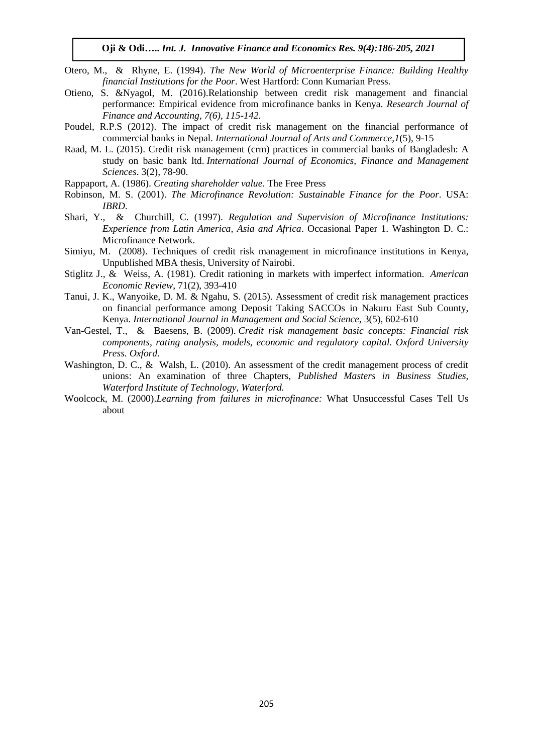Otero, M., & Rhyne, E. (1994). *The New World of Microenterprise Finance: Building Healthy financial Institutions for the Poor*. West Hartford: Conn Kumarian Press.

Otieno, S. &Nyagol, M. (2016).Relationship between credit risk management and financial performance: Empirical evidence from microfinance banks in Kenya. *Research Journal of Finance and Accounting, 7(6), 115-142.*

Poudel, R.P.S (2012). The impact of credit risk management on the financial performance of commercial banks in Nepal. *International Journal of Arts and Commerce,1*(5), 9-15

Raad, M. L. (2015). Credit risk management (crm) practices in commercial banks of Bangladesh: A study on basic bank ltd. *International Journal of Economics, Finance and Management Sciences*. 3(2), 78-90.

Rappaport, A. (1986). *Creating shareholder value*. The Free Press

Robinson, M. S. (2001). *The Microfinance Revolution: Sustainable Finance for the Poor*. USA: *IBRD.*

Shari, Y., & Churchill, C. (1997). *Regulation and Supervision of Microfinance Institutions: Experience from Latin America, Asia and Africa*. Occasional Paper 1. Washington D. C.: Microfinance Network.

Simiyu, M. (2008). Techniques of credit risk management in microfinance institutions in Kenya, Unpublished MBA thesis, University of Nairobi.

Stiglitz J., & Weiss, A. (1981). Credit rationing in markets with imperfect information. *American Economic Review*, 71(2), 393-410

Tanui, J. K., Wanyoike, D. M. & Ngahu, S. (2015). Assessment of credit risk management practices on financial performance among Deposit Taking SACCOs in Nakuru East Sub County, Kenya. *International Journal in Management and Social Science*, 3(5), 602-610

Van-Gestel, T., & Baesens, B. (2009). *Credit risk management basic concepts: Financial risk components, rating analysis, models, economic and regulatory capital. Oxford University Press. Oxford.*

Washington, D. C., & Walsh, L. (2010). An assessment of the credit management process of credit unions: An examination of three Chapters, *Published Masters in Business Studies, Waterford Institute of Technology, Waterford.*

Woolcock, M. (2000).*Learning from failures in microfinance:* What Unsuccessful Cases Tell Us about